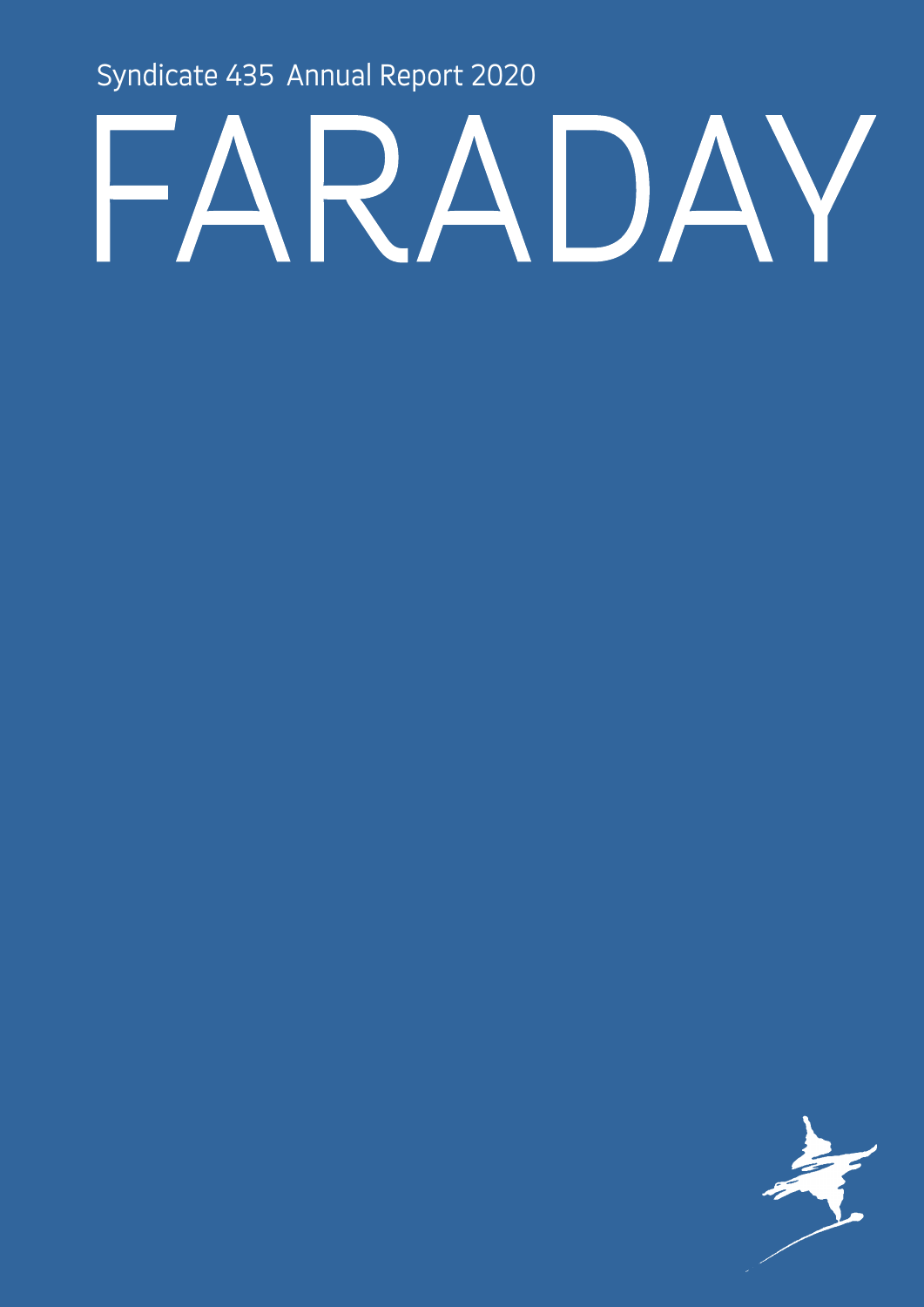Syndicate 435 Annual Report 2020

# FARADAY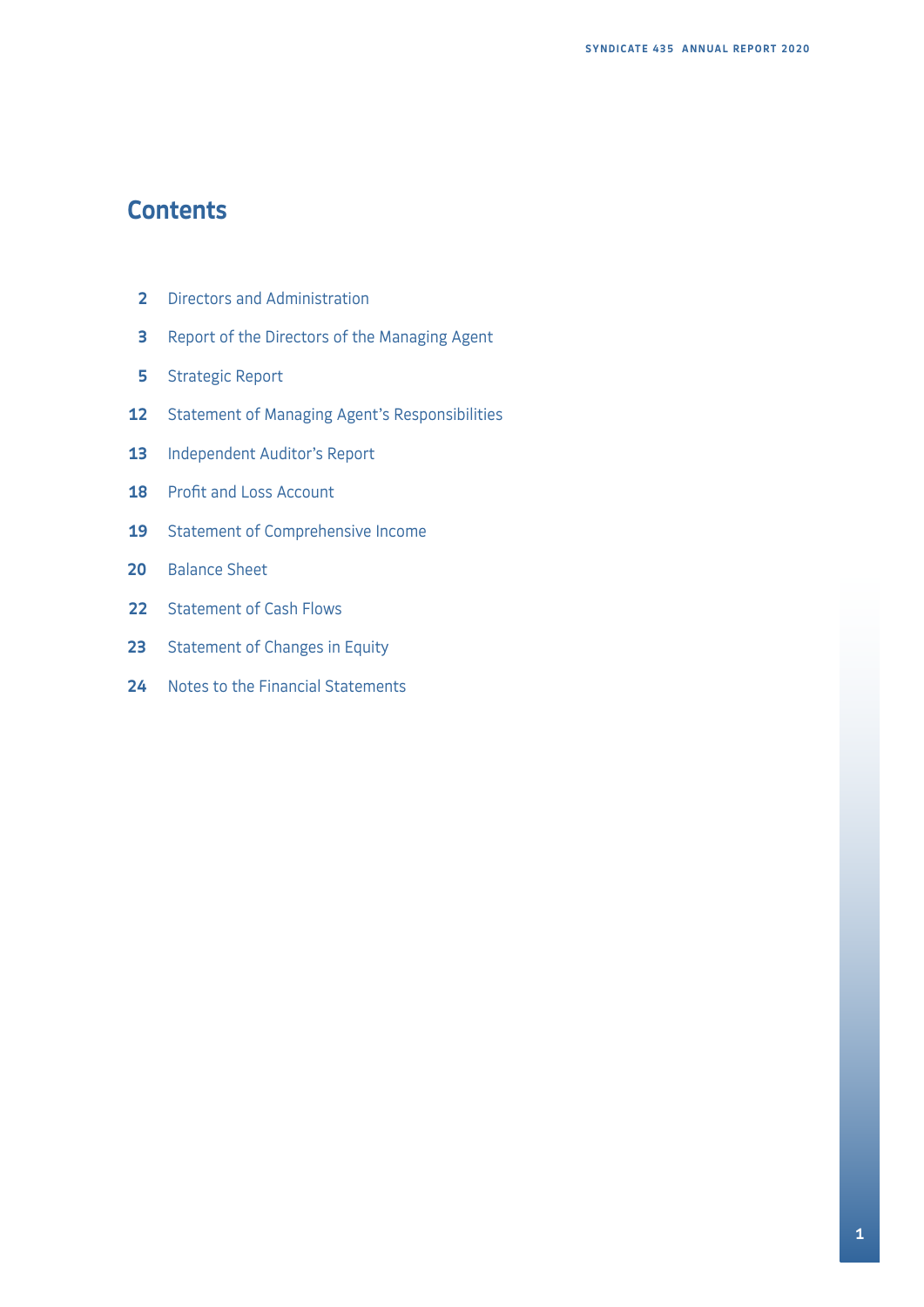# Contents

| | |
|---|---|
| 2 | Directors and Administration |
| 3 | Report of the Directors of the Managing Agent |
| 5 | Strategic Report |
| 12 | Statement of Managing Agent's Responsibilities |
| 13 | Independent Auditor's Report |
| 18 | Profit and Loss Account |
| 19 | Statement of Comprehensive Income |
| 20 | Balance Sheet |
| 22 | Statement of Cash Flows |
| 23 | Statement of Changes in Equity |
| 24 | Notes to the Financial Statements |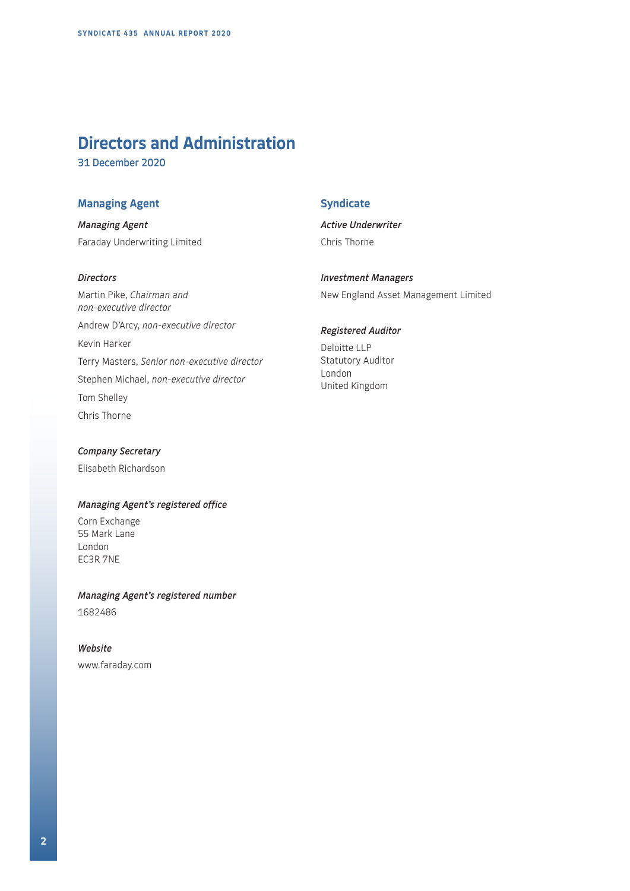# Directors and Administration

31 December 2020

## Managing Agent

***Managing Agent***

Faraday Underwriting Limited

***Directors***

Martin Pike, *Chairman and non-executive director*

Andrew D'Arcy, *non-executive director*

Kevin Harker

Terry Masters, *Senior non-executive director*

Stephen Michael, *non-executive director*

Tom Shelley

Chris Thorne

***Company Secretary***

Elisabeth Richardson

***Managing Agent's registered office***

Corn Exchange
55 Mark Lane
London
EC3R 7NE

***Managing Agent's registered number***

1682486

***Website***

www.faraday.com

## Syndicate

***Active Underwriter***

Chris Thorne

***Investment Managers***

New England Asset Management Limited

***Registered Auditor***

Deloitte LLP
Statutory Auditor
London
United Kingdom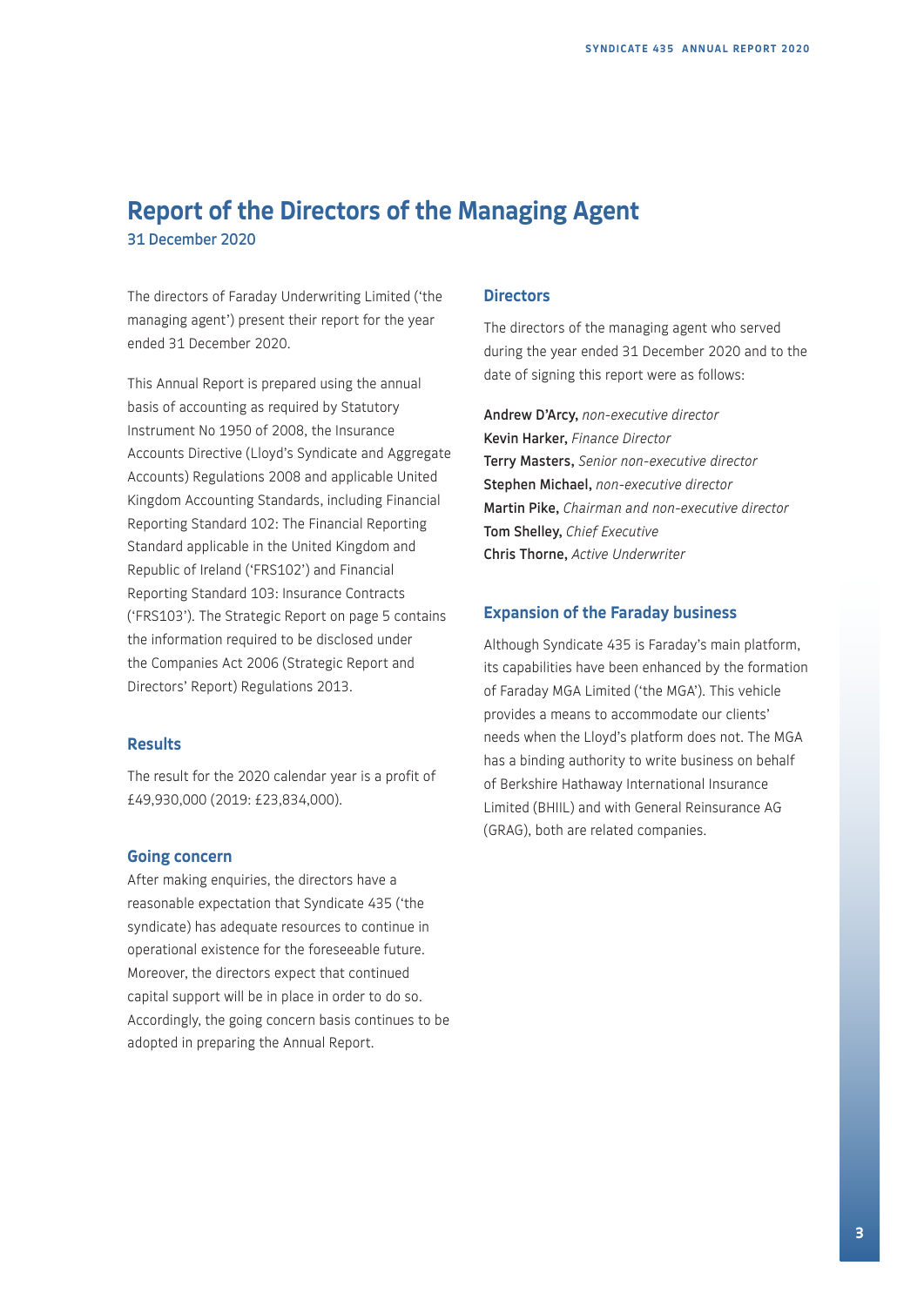# Report of the Directors of the Managing Agent

31 December 2020

The directors of Faraday Underwriting Limited ('the managing agent') present their report for the year ended 31 December 2020.

This Annual Report is prepared using the annual basis of accounting as required by Statutory Instrument No 1950 of 2008, the Insurance Accounts Directive (Lloyd's Syndicate and Aggregate Accounts) Regulations 2008 and applicable United Kingdom Accounting Standards, including Financial Reporting Standard 102: The Financial Reporting Standard applicable in the United Kingdom and Republic of Ireland ('FRS102') and Financial Reporting Standard 103: Insurance Contracts ('FRS103'). The Strategic Report on page 5 contains the information required to be disclosed under the Companies Act 2006 (Strategic Report and Directors' Report) Regulations 2013.

## Results

The result for the 2020 calendar year is a profit of £49,930,000 (2019: £23,834,000).

## Going concern

After making enquiries, the directors have a reasonable expectation that Syndicate 435 ('the syndicate) has adequate resources to continue in operational existence for the foreseeable future. Moreover, the directors expect that continued capital support will be in place in order to do so. Accordingly, the going concern basis continues to be adopted in preparing the Annual Report.

## Directors

The directors of the managing agent who served during the year ended 31 December 2020 and to the date of signing this report were as follows:

**Andrew D'Arcy,** *non-executive director*
**Kevin Harker,** *Finance Director*
**Terry Masters,** *Senior non-executive director*
**Stephen Michael,** *non-executive director*
**Martin Pike,** *Chairman and non-executive director*
**Tom Shelley,** *Chief Executive*
**Chris Thorne,** *Active Underwriter*

## Expansion of the Faraday business

Although Syndicate 435 is Faraday's main platform, its capabilities have been enhanced by the formation of Faraday MGA Limited ('the MGA'). This vehicle provides a means to accommodate our clients' needs when the Lloyd's platform does not. The MGA has a binding authority to write business on behalf of Berkshire Hathaway International Insurance Limited (BHIIL) and with General Reinsurance AG (GRAG), both are related companies.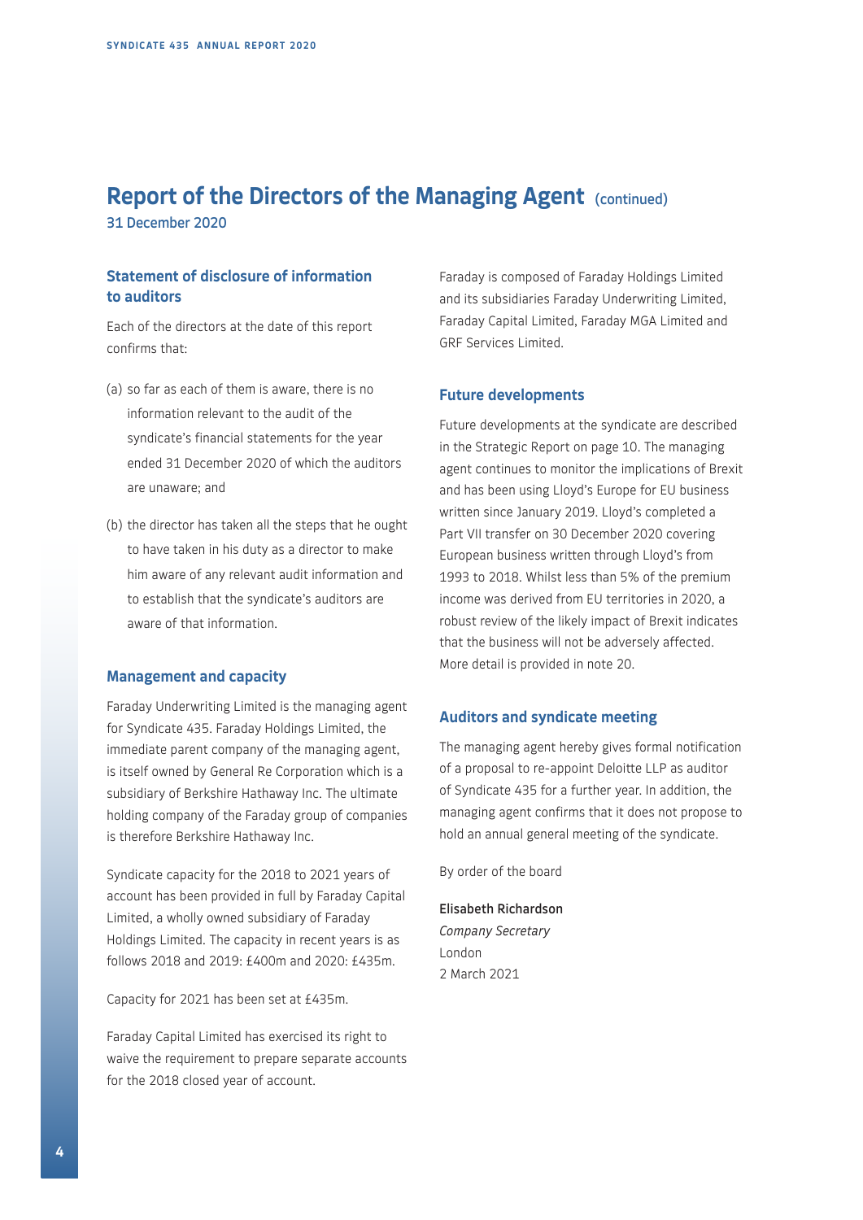# Report of the Directors of the Managing Agent (continued)

31 December 2020

## Statement of disclosure of information to auditors

Each of the directors at the date of this report confirms that:

(a) so far as each of them is aware, there is no information relevant to the audit of the syndicate's financial statements for the year ended 31 December 2020 of which the auditors are unaware; and

(b) the director has taken all the steps that he ought to have taken in his duty as a director to make him aware of any relevant audit information and to establish that the syndicate's auditors are aware of that information.

## Management and capacity

Faraday Underwriting Limited is the managing agent for Syndicate 435. Faraday Holdings Limited, the immediate parent company of the managing agent, is itself owned by General Re Corporation which is a subsidiary of Berkshire Hathaway Inc. The ultimate holding company of the Faraday group of companies is therefore Berkshire Hathaway Inc.

Syndicate capacity for the 2018 to 2021 years of account has been provided in full by Faraday Capital Limited, a wholly owned subsidiary of Faraday Holdings Limited. The capacity in recent years is as follows 2018 and 2019: £400m and 2020: £435m.

Capacity for 2021 has been set at £435m.

Faraday Capital Limited has exercised its right to waive the requirement to prepare separate accounts for the 2018 closed year of account.

Faraday is composed of Faraday Holdings Limited and its subsidiaries Faraday Underwriting Limited, Faraday Capital Limited, Faraday MGA Limited and GRF Services Limited.

## Future developments

Future developments at the syndicate are described in the Strategic Report on page 10. The managing agent continues to monitor the implications of Brexit and has been using Lloyd's Europe for EU business written since January 2019. Lloyd's completed a Part VII transfer on 30 December 2020 covering European business written through Lloyd's from 1993 to 2018. Whilst less than 5% of the premium income was derived from EU territories in 2020, a robust review of the likely impact of Brexit indicates that the business will not be adversely affected. More detail is provided in note 20.

## Auditors and syndicate meeting

The managing agent hereby gives formal notification of a proposal to re-appoint Deloitte LLP as auditor of Syndicate 435 for a further year. In addition, the managing agent confirms that it does not propose to hold an annual general meeting of the syndicate.

By order of the board

**Elisabeth Richardson**
*Company Secretary*
London
2 March 2021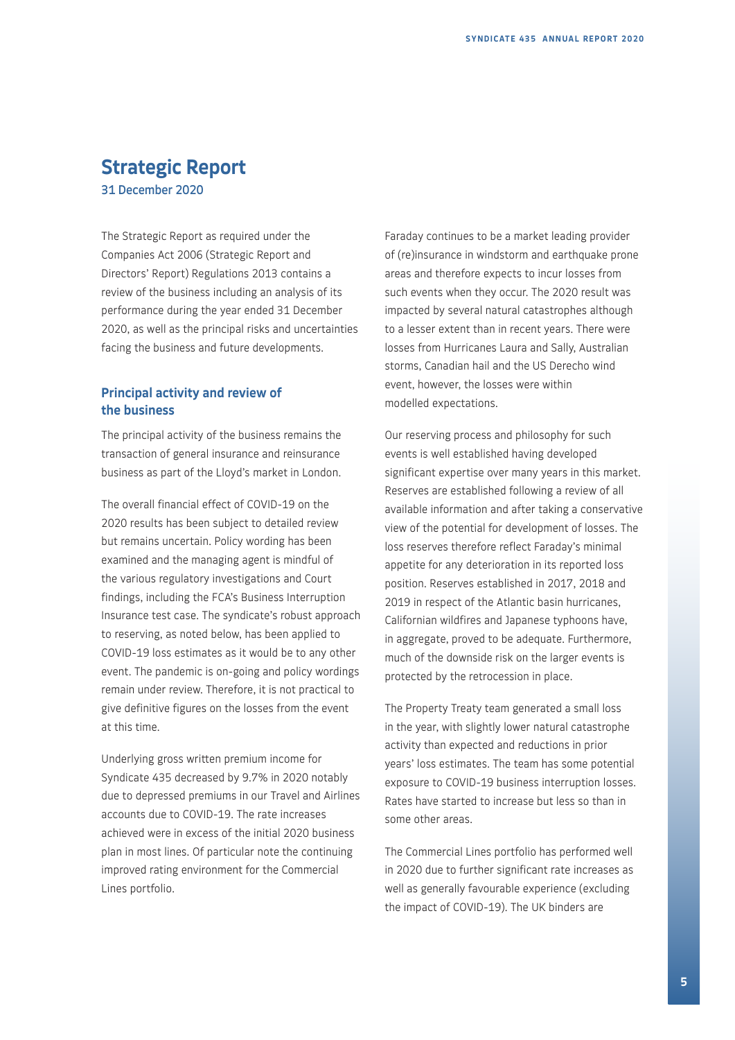# Strategic Report

31 December 2020

The Strategic Report as required under the Companies Act 2006 (Strategic Report and Directors' Report) Regulations 2013 contains a review of the business including an analysis of its performance during the year ended 31 December 2020, as well as the principal risks and uncertainties facing the business and future developments.

## Principal activity and review of the business

The principal activity of the business remains the transaction of general insurance and reinsurance business as part of the Lloyd's market in London.

The overall financial effect of COVID-19 on the 2020 results has been subject to detailed review but remains uncertain. Policy wording has been examined and the managing agent is mindful of the various regulatory investigations and Court findings, including the FCA's Business Interruption Insurance test case. The syndicate's robust approach to reserving, as noted below, has been applied to COVID-19 loss estimates as it would be to any other event. The pandemic is on-going and policy wordings remain under review. Therefore, it is not practical to give definitive figures on the losses from the event at this time.

Underlying gross written premium income for Syndicate 435 decreased by 9.7% in 2020 notably due to depressed premiums in our Travel and Airlines accounts due to COVID-19. The rate increases achieved were in excess of the initial 2020 business plan in most lines. Of particular note the continuing improved rating environment for the Commercial Lines portfolio.

Faraday continues to be a market leading provider of (re)insurance in windstorm and earthquake prone areas and therefore expects to incur losses from such events when they occur. The 2020 result was impacted by several natural catastrophes although to a lesser extent than in recent years. There were losses from Hurricanes Laura and Sally, Australian storms, Canadian hail and the US Derecho wind event, however, the losses were within modelled expectations.

Our reserving process and philosophy for such events is well established having developed significant expertise over many years in this market. Reserves are established following a review of all available information and after taking a conservative view of the potential for development of losses. The loss reserves therefore reflect Faraday's minimal appetite for any deterioration in its reported loss position. Reserves established in 2017, 2018 and 2019 in respect of the Atlantic basin hurricanes, Californian wildfires and Japanese typhoons have, in aggregate, proved to be adequate. Furthermore, much of the downside risk on the larger events is protected by the retrocession in place.

The Property Treaty team generated a small loss in the year, with slightly lower natural catastrophe activity than expected and reductions in prior years' loss estimates. The team has some potential exposure to COVID-19 business interruption losses. Rates have started to increase but less so than in some other areas.

The Commercial Lines portfolio has performed well in 2020 due to further significant rate increases as well as generally favourable experience (excluding the impact of COVID-19). The UK binders are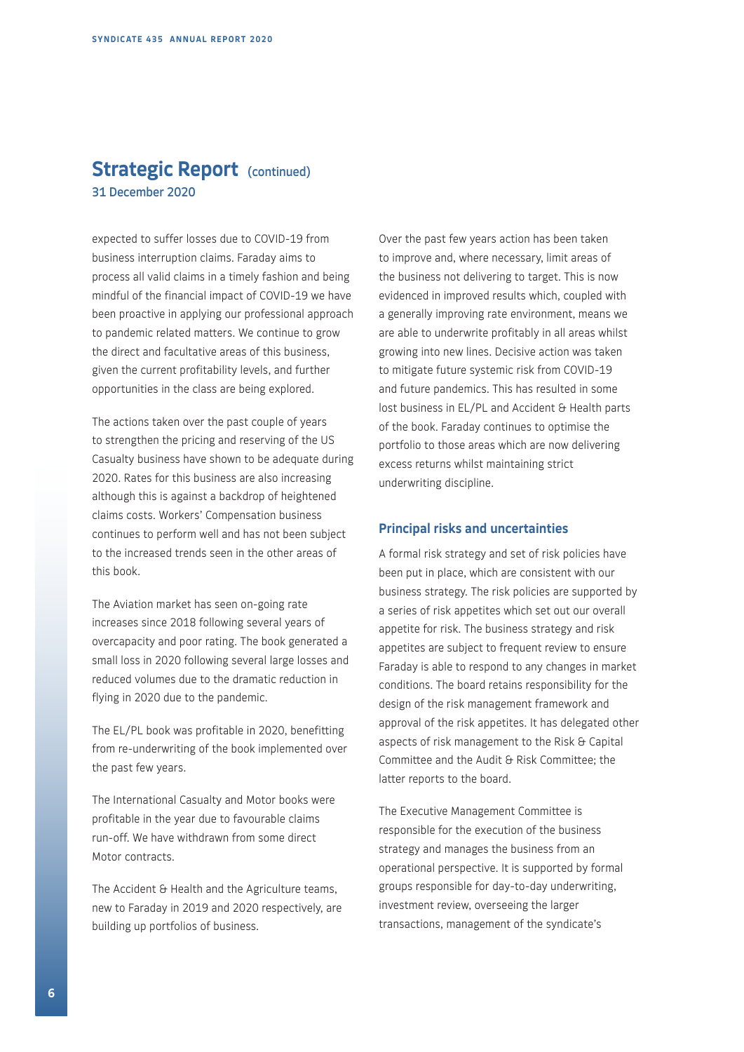## Strategic Report (continued)

31 December 2020

expected to suffer losses due to COVID-19 from business interruption claims. Faraday aims to process all valid claims in a timely fashion and being mindful of the financial impact of COVID-19 we have been proactive in applying our professional approach to pandemic related matters. We continue to grow the direct and facultative areas of this business, given the current profitability levels, and further opportunities in the class are being explored.

The actions taken over the past couple of years to strengthen the pricing and reserving of the US Casualty business have shown to be adequate during 2020. Rates for this business are also increasing although this is against a backdrop of heightened claims costs. Workers' Compensation business continues to perform well and has not been subject to the increased trends seen in the other areas of this book.

The Aviation market has seen on-going rate increases since 2018 following several years of overcapacity and poor rating. The book generated a small loss in 2020 following several large losses and reduced volumes due to the dramatic reduction in flying in 2020 due to the pandemic.

The EL/PL book was profitable in 2020, benefitting from re-underwriting of the book implemented over the past few years.

The International Casualty and Motor books were profitable in the year due to favourable claims run-off. We have withdrawn from some direct Motor contracts.

The Accident & Health and the Agriculture teams, new to Faraday in 2019 and 2020 respectively, are building up portfolios of business.

Over the past few years action has been taken to improve and, where necessary, limit areas of the business not delivering to target. This is now evidenced in improved results which, coupled with a generally improving rate environment, means we are able to underwrite profitably in all areas whilst growing into new lines. Decisive action was taken to mitigate future systemic risk from COVID-19 and future pandemics. This has resulted in some lost business in EL/PL and Accident & Health parts of the book. Faraday continues to optimise the portfolio to those areas which are now delivering excess returns whilst maintaining strict underwriting discipline.

### Principal risks and uncertainties

A formal risk strategy and set of risk policies have been put in place, which are consistent with our business strategy. The risk policies are supported by a series of risk appetites which set out our overall appetite for risk. The business strategy and risk appetites are subject to frequent review to ensure Faraday is able to respond to any changes in market conditions. The board retains responsibility for the design of the risk management framework and approval of the risk appetites. It has delegated other aspects of risk management to the Risk & Capital Committee and the Audit & Risk Committee; the latter reports to the board.

The Executive Management Committee is responsible for the execution of the business strategy and manages the business from an operational perspective. It is supported by formal groups responsible for day-to-day underwriting, investment review, overseeing the larger transactions, management of the syndicate's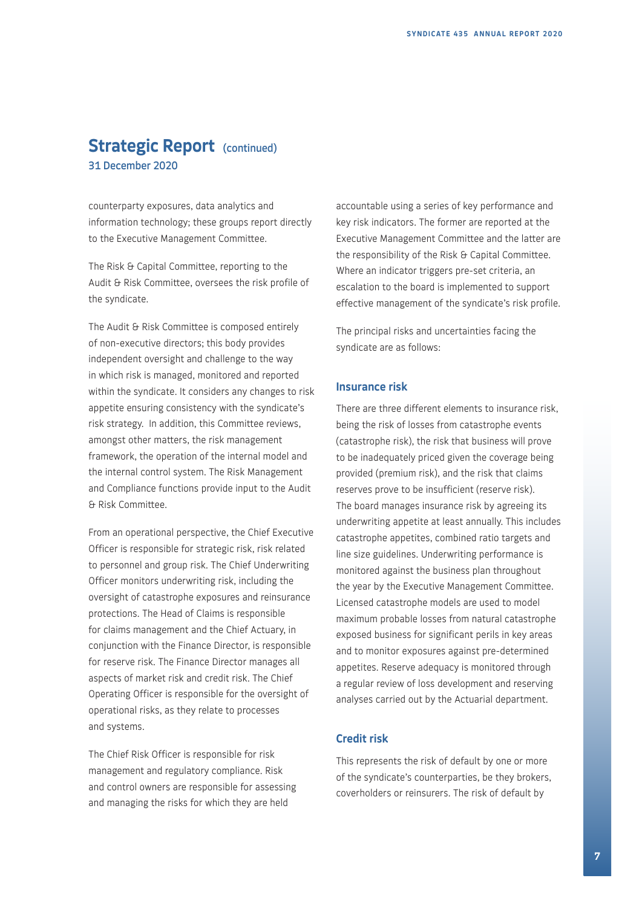## Strategic Report (continued)

31 December 2020

counterparty exposures, data analytics and information technology; these groups report directly to the Executive Management Committee.

The Risk & Capital Committee, reporting to the Audit & Risk Committee, oversees the risk profile of the syndicate.

The Audit & Risk Committee is composed entirely of non-executive directors; this body provides independent oversight and challenge to the way in which risk is managed, monitored and reported within the syndicate. It considers any changes to risk appetite ensuring consistency with the syndicate's risk strategy. In addition, this Committee reviews, amongst other matters, the risk management framework, the operation of the internal model and the internal control system. The Risk Management and Compliance functions provide input to the Audit & Risk Committee.

From an operational perspective, the Chief Executive Officer is responsible for strategic risk, risk related to personnel and group risk. The Chief Underwriting Officer monitors underwriting risk, including the oversight of catastrophe exposures and reinsurance protections. The Head of Claims is responsible for claims management and the Chief Actuary, in conjunction with the Finance Director, is responsible for reserve risk. The Finance Director manages all aspects of market risk and credit risk. The Chief Operating Officer is responsible for the oversight of operational risks, as they relate to processes and systems.

The Chief Risk Officer is responsible for risk management and regulatory compliance. Risk and control owners are responsible for assessing and managing the risks for which they are held accountable using a series of key performance and key risk indicators. The former are reported at the Executive Management Committee and the latter are the responsibility of the Risk & Capital Committee. Where an indicator triggers pre-set criteria, an escalation to the board is implemented to support effective management of the syndicate's risk profile.

The principal risks and uncertainties facing the syndicate are as follows:

### Insurance risk

There are three different elements to insurance risk, being the risk of losses from catastrophe events (catastrophe risk), the risk that business will prove to be inadequately priced given the coverage being provided (premium risk), and the risk that claims reserves prove to be insufficient (reserve risk). The board manages insurance risk by agreeing its underwriting appetite at least annually. This includes catastrophe appetites, combined ratio targets and line size guidelines. Underwriting performance is monitored against the business plan throughout the year by the Executive Management Committee. Licensed catastrophe models are used to model maximum probable losses from natural catastrophe exposed business for significant perils in key areas and to monitor exposures against pre-determined appetites. Reserve adequacy is monitored through a regular review of loss development and reserving analyses carried out by the Actuarial department.

### Credit risk

This represents the risk of default by one or more of the syndicate's counterparties, be they brokers, coverholders or reinsurers. The risk of default by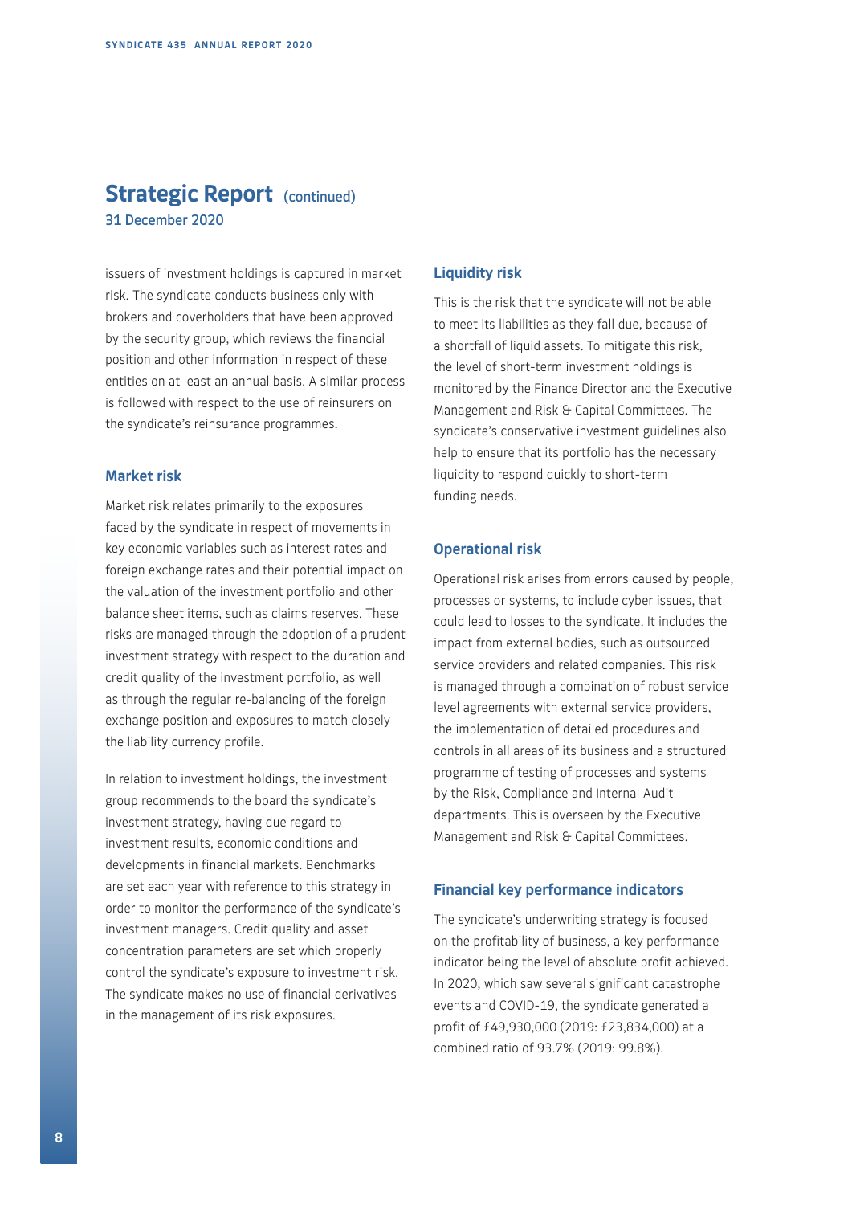## Strategic Report (continued)

31 December 2020

issuers of investment holdings is captured in market risk. The syndicate conducts business only with brokers and coverholders that have been approved by the security group, which reviews the financial position and other information in respect of these entities on at least an annual basis. A similar process is followed with respect to the use of reinsurers on the syndicate's reinsurance programmes.

### Market risk

Market risk relates primarily to the exposures faced by the syndicate in respect of movements in key economic variables such as interest rates and foreign exchange rates and their potential impact on the valuation of the investment portfolio and other balance sheet items, such as claims reserves. These risks are managed through the adoption of a prudent investment strategy with respect to the duration and credit quality of the investment portfolio, as well as through the regular re-balancing of the foreign exchange position and exposures to match closely the liability currency profile.

In relation to investment holdings, the investment group recommends to the board the syndicate's investment strategy, having due regard to investment results, economic conditions and developments in financial markets. Benchmarks are set each year with reference to this strategy in order to monitor the performance of the syndicate's investment managers. Credit quality and asset concentration parameters are set which properly control the syndicate's exposure to investment risk. The syndicate makes no use of financial derivatives in the management of its risk exposures.

### Liquidity risk

This is the risk that the syndicate will not be able to meet its liabilities as they fall due, because of a shortfall of liquid assets. To mitigate this risk, the level of short-term investment holdings is monitored by the Finance Director and the Executive Management and Risk & Capital Committees. The syndicate's conservative investment guidelines also help to ensure that its portfolio has the necessary liquidity to respond quickly to short-term funding needs.

### Operational risk

Operational risk arises from errors caused by people, processes or systems, to include cyber issues, that could lead to losses to the syndicate. It includes the impact from external bodies, such as outsourced service providers and related companies. This risk is managed through a combination of robust service level agreements with external service providers, the implementation of detailed procedures and controls in all areas of its business and a structured programme of testing of processes and systems by the Risk, Compliance and Internal Audit departments. This is overseen by the Executive Management and Risk & Capital Committees.

### Financial key performance indicators

The syndicate's underwriting strategy is focused on the profitability of business, a key performance indicator being the level of absolute profit achieved. In 2020, which saw several significant catastrophe events and COVID-19, the syndicate generated a profit of £49,930,000 (2019: £23,834,000) at a combined ratio of 93.7% (2019: 99.8%).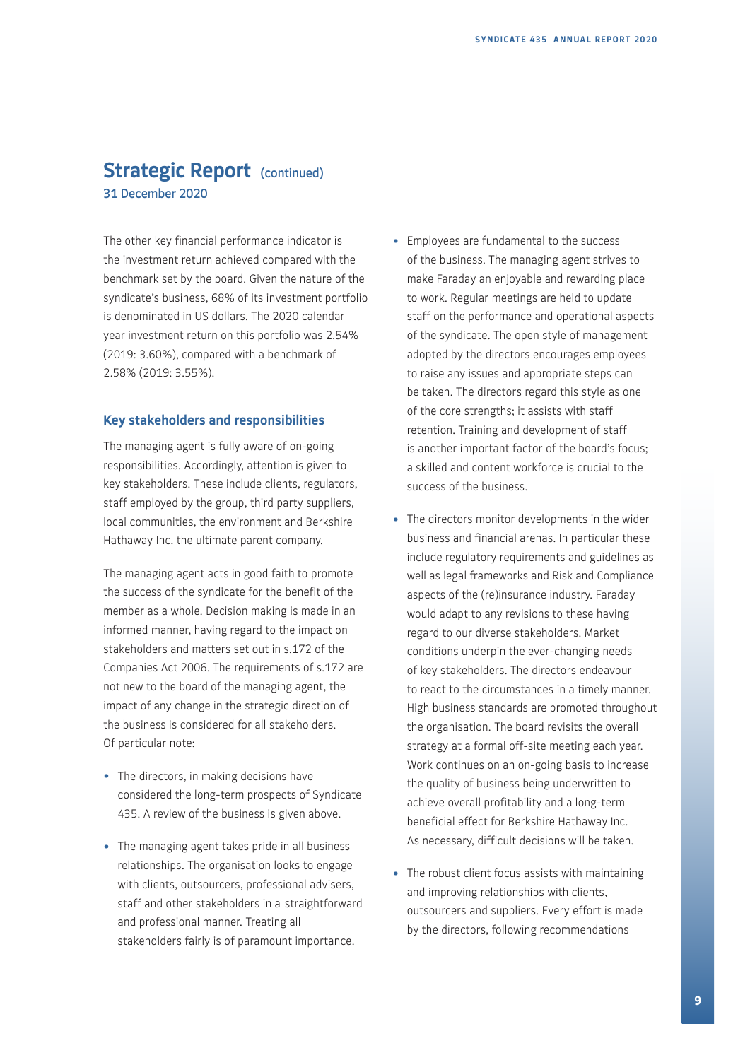## Strategic Report (continued)

31 December 2020

The other key financial performance indicator is the investment return achieved compared with the benchmark set by the board. Given the nature of the syndicate's business, 68% of its investment portfolio is denominated in US dollars. The 2020 calendar year investment return on this portfolio was 2.54% (2019: 3.60%), compared with a benchmark of 2.58% (2019: 3.55%).

### Key stakeholders and responsibilities

The managing agent is fully aware of on-going responsibilities. Accordingly, attention is given to key stakeholders. These include clients, regulators, staff employed by the group, third party suppliers, local communities, the environment and Berkshire Hathaway Inc. the ultimate parent company.

The managing agent acts in good faith to promote the success of the syndicate for the benefit of the member as a whole. Decision making is made in an informed manner, having regard to the impact on stakeholders and matters set out in s.172 of the Companies Act 2006. The requirements of s.172 are not new to the board of the managing agent, the impact of any change in the strategic direction of the business is considered for all stakeholders. Of particular note:

- The directors, in making decisions have considered the long-term prospects of Syndicate 435. A review of the business is given above.
- The managing agent takes pride in all business relationships. The organisation looks to engage with clients, outsourcers, professional advisers, staff and other stakeholders in a straightforward and professional manner. Treating all stakeholders fairly is of paramount importance.
- Employees are fundamental to the success of the business. The managing agent strives to make Faraday an enjoyable and rewarding place to work. Regular meetings are held to update staff on the performance and operational aspects of the syndicate. The open style of management adopted by the directors encourages employees to raise any issues and appropriate steps can be taken. The directors regard this style as one of the core strengths; it assists with staff retention. Training and development of staff is another important factor of the board's focus; a skilled and content workforce is crucial to the success of the business.
- The directors monitor developments in the wider business and financial arenas. In particular these include regulatory requirements and guidelines as well as legal frameworks and Risk and Compliance aspects of the (re)insurance industry. Faraday would adapt to any revisions to these having regard to our diverse stakeholders. Market conditions underpin the ever-changing needs of key stakeholders. The directors endeavour to react to the circumstances in a timely manner. High business standards are promoted throughout the organisation. The board revisits the overall strategy at a formal off-site meeting each year. Work continues on an on-going basis to increase the quality of business being underwritten to achieve overall profitability and a long-term beneficial effect for Berkshire Hathaway Inc. As necessary, difficult decisions will be taken.
- The robust client focus assists with maintaining and improving relationships with clients, outsourcers and suppliers. Every effort is made by the directors, following recommendations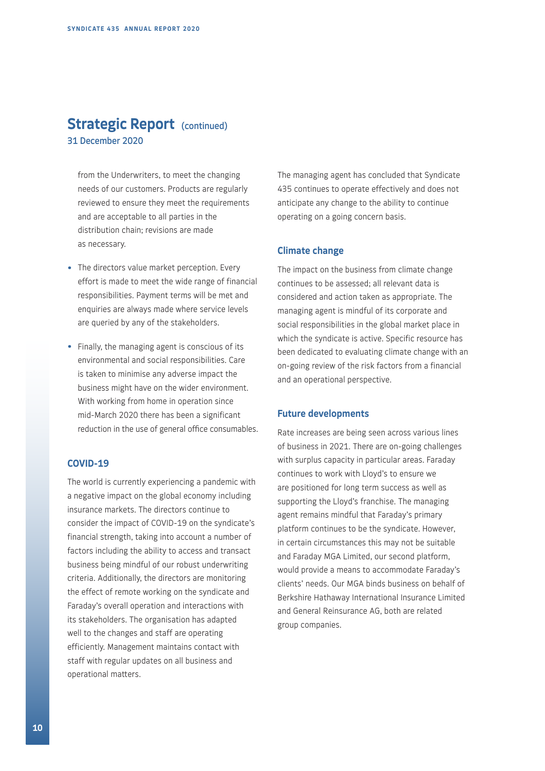## Strategic Report (continued)

31 December 2020

from the Underwriters, to meet the changing needs of our customers. Products are regularly reviewed to ensure they meet the requirements and are acceptable to all parties in the distribution chain; revisions are made as necessary.

- The directors value market perception. Every effort is made to meet the wide range of financial responsibilities. Payment terms will be met and enquiries are always made where service levels are queried by any of the stakeholders.
- Finally, the managing agent is conscious of its environmental and social responsibilities. Care is taken to minimise any adverse impact the business might have on the wider environment. With working from home in operation since mid-March 2020 there has been a significant reduction in the use of general office consumables.

### COVID-19

The world is currently experiencing a pandemic with a negative impact on the global economy including insurance markets. The directors continue to consider the impact of COVID-19 on the syndicate's financial strength, taking into account a number of factors including the ability to access and transact business being mindful of our robust underwriting criteria. Additionally, the directors are monitoring the effect of remote working on the syndicate and Faraday's overall operation and interactions with its stakeholders. The organisation has adapted well to the changes and staff are operating efficiently. Management maintains contact with staff with regular updates on all business and operational matters.

The managing agent has concluded that Syndicate 435 continues to operate effectively and does not anticipate any change to the ability to continue operating on a going concern basis.

### Climate change

The impact on the business from climate change continues to be assessed; all relevant data is considered and action taken as appropriate. The managing agent is mindful of its corporate and social responsibilities in the global market place in which the syndicate is active. Specific resource has been dedicated to evaluating climate change with an on-going review of the risk factors from a financial and an operational perspective.

### Future developments

Rate increases are being seen across various lines of business in 2021. There are on-going challenges with surplus capacity in particular areas. Faraday continues to work with Lloyd's to ensure we are positioned for long term success as well as supporting the Lloyd's franchise. The managing agent remains mindful that Faraday's primary platform continues to be the syndicate. However, in certain circumstances this may not be suitable and Faraday MGA Limited, our second platform, would provide a means to accommodate Faraday's clients' needs. Our MGA binds business on behalf of Berkshire Hathaway International Insurance Limited and General Reinsurance AG, both are related group companies.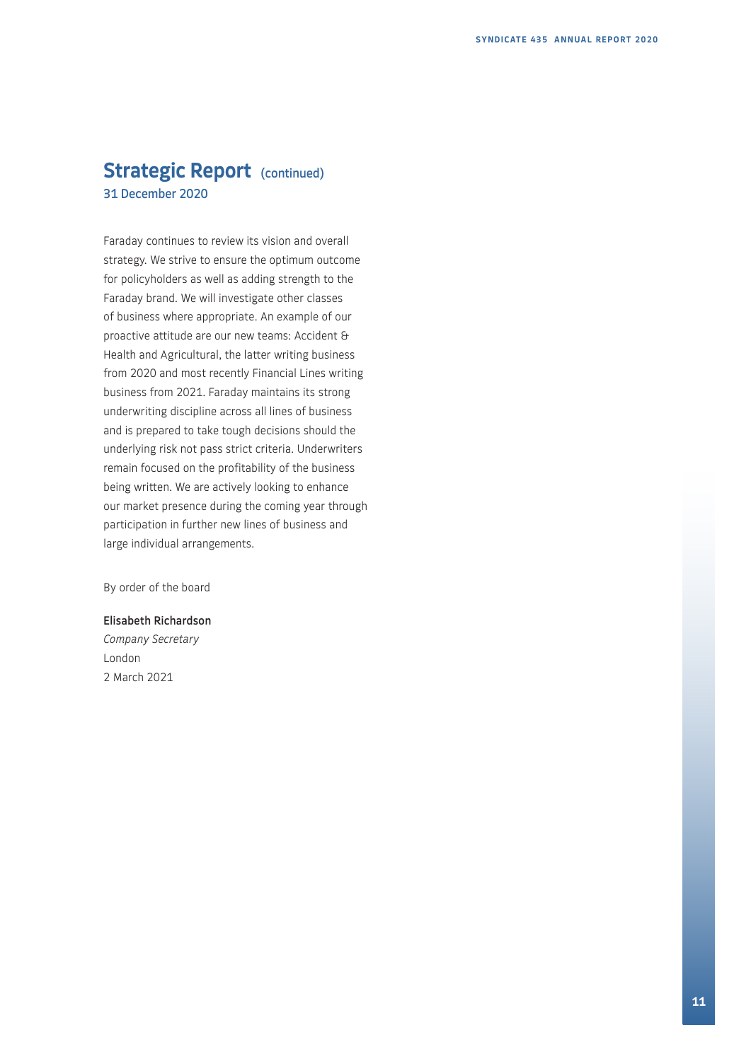# Strategic Report (continued)

**31 December 2020**

Faraday continues to review its vision and overall strategy. We strive to ensure the optimum outcome for policyholders as well as adding strength to the Faraday brand. We will investigate other classes of business where appropriate. An example of our proactive attitude are our new teams: Accident & Health and Agricultural, the latter writing business from 2020 and most recently Financial Lines writing business from 2021. Faraday maintains its strong underwriting discipline across all lines of business and is prepared to take tough decisions should the underlying risk not pass strict criteria. Underwriters remain focused on the profitability of the business being written. We are actively looking to enhance our market presence during the coming year through participation in further new lines of business and large individual arrangements.

By order of the board

**Elisabeth Richardson**
*Company Secretary*
London
2 March 2021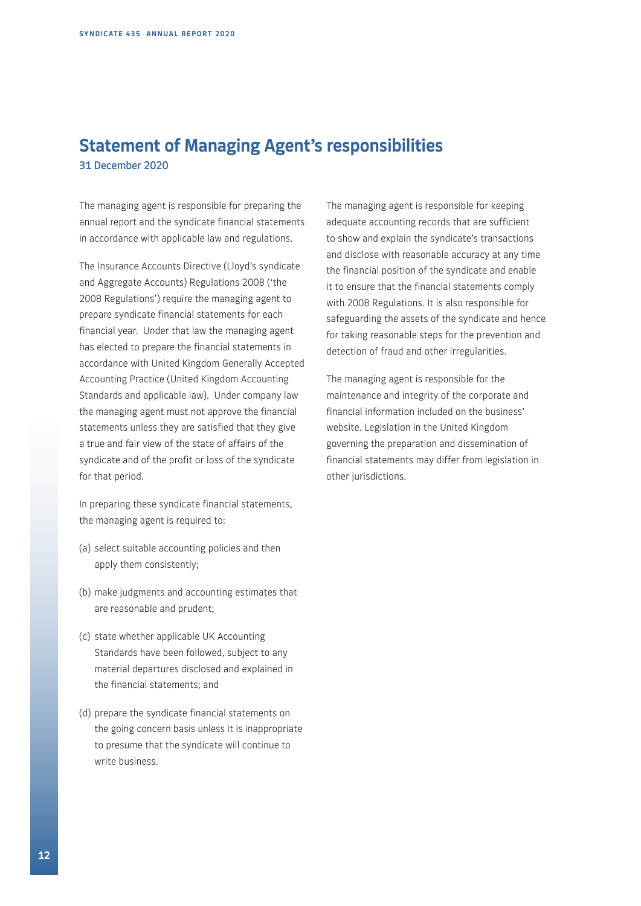# Statement of Managing Agent's responsibilities

31 December 2020

The managing agent is responsible for preparing the annual report and the syndicate financial statements in accordance with applicable law and regulations.

The Insurance Accounts Directive (Lloyd's syndicate and Aggregate Accounts) Regulations 2008 ('the 2008 Regulations') require the managing agent to prepare syndicate financial statements for each financial year. Under that law the managing agent has elected to prepare the financial statements in accordance with United Kingdom Generally Accepted Accounting Practice (United Kingdom Accounting Standards and applicable law). Under company law the managing agent must not approve the financial statements unless they are satisfied that they give a true and fair view of the state of affairs of the syndicate and of the profit or loss of the syndicate for that period.

In preparing these syndicate financial statements, the managing agent is required to:

(a) select suitable accounting policies and then apply them consistently;

(b) make judgments and accounting estimates that are reasonable and prudent;

(c) state whether applicable UK Accounting Standards have been followed, subject to any material departures disclosed and explained in the financial statements; and

(d) prepare the syndicate financial statements on the going concern basis unless it is inappropriate to presume that the syndicate will continue to write business.

The managing agent is responsible for keeping adequate accounting records that are sufficient to show and explain the syndicate's transactions and disclose with reasonable accuracy at any time the financial position of the syndicate and enable it to ensure that the financial statements comply with 2008 Regulations. It is also responsible for safeguarding the assets of the syndicate and hence for taking reasonable steps for the prevention and detection of fraud and other irregularities.

The managing agent is responsible for the maintenance and integrity of the corporate and financial information included on the business' website. Legislation in the United Kingdom governing the preparation and dissemination of financial statements may differ from legislation in other jurisdictions.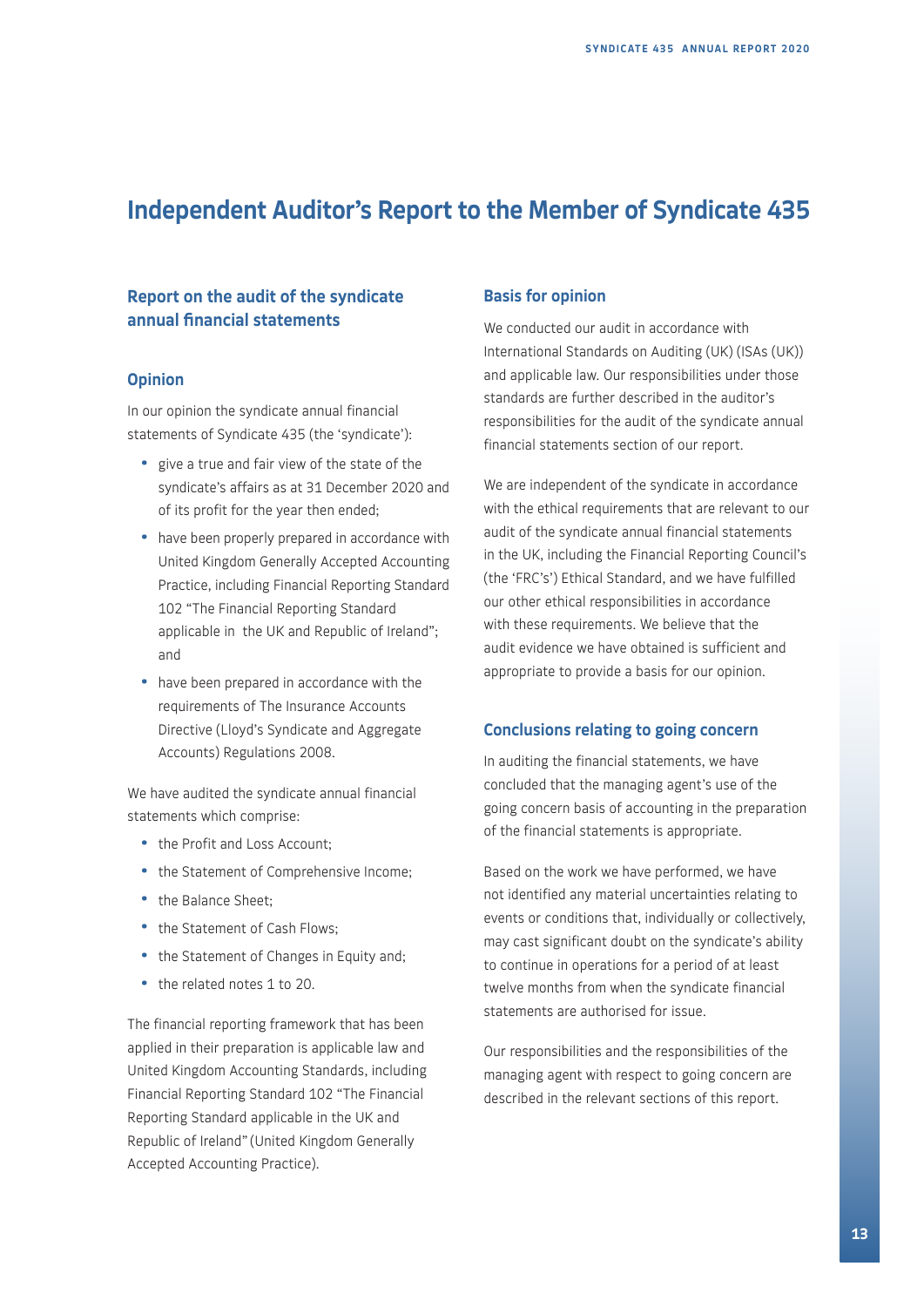# Independent Auditor's Report to the Member of Syndicate 435

## Report on the audit of the syndicate annual financial statements

### Opinion

In our opinion the syndicate annual financial statements of Syndicate 435 (the 'syndicate'):

- give a true and fair view of the state of the syndicate's affairs as at 31 December 2020 and of its profit for the year then ended;
- have been properly prepared in accordance with United Kingdom Generally Accepted Accounting Practice, including Financial Reporting Standard 102 "The Financial Reporting Standard applicable in the UK and Republic of Ireland"; and
- have been prepared in accordance with the requirements of The Insurance Accounts Directive (Lloyd's Syndicate and Aggregate Accounts) Regulations 2008.

We have audited the syndicate annual financial statements which comprise:

- the Profit and Loss Account;
- the Statement of Comprehensive Income;
- the Balance Sheet;
- the Statement of Cash Flows;
- the Statement of Changes in Equity and;
- the related notes 1 to 20.

The financial reporting framework that has been applied in their preparation is applicable law and United Kingdom Accounting Standards, including Financial Reporting Standard 102 "The Financial Reporting Standard applicable in the UK and Republic of Ireland" (United Kingdom Generally Accepted Accounting Practice).

### Basis for opinion

We conducted our audit in accordance with International Standards on Auditing (UK) (ISAs (UK)) and applicable law. Our responsibilities under those standards are further described in the auditor's responsibilities for the audit of the syndicate annual financial statements section of our report.

We are independent of the syndicate in accordance with the ethical requirements that are relevant to our audit of the syndicate annual financial statements in the UK, including the Financial Reporting Council's (the 'FRC's') Ethical Standard, and we have fulfilled our other ethical responsibilities in accordance with these requirements. We believe that the audit evidence we have obtained is sufficient and appropriate to provide a basis for our opinion.

### Conclusions relating to going concern

In auditing the financial statements, we have concluded that the managing agent's use of the going concern basis of accounting in the preparation of the financial statements is appropriate.

Based on the work we have performed, we have not identified any material uncertainties relating to events or conditions that, individually or collectively, may cast significant doubt on the syndicate's ability to continue in operations for a period of at least twelve months from when the syndicate financial statements are authorised for issue.

Our responsibilities and the responsibilities of the managing agent with respect to going concern are described in the relevant sections of this report.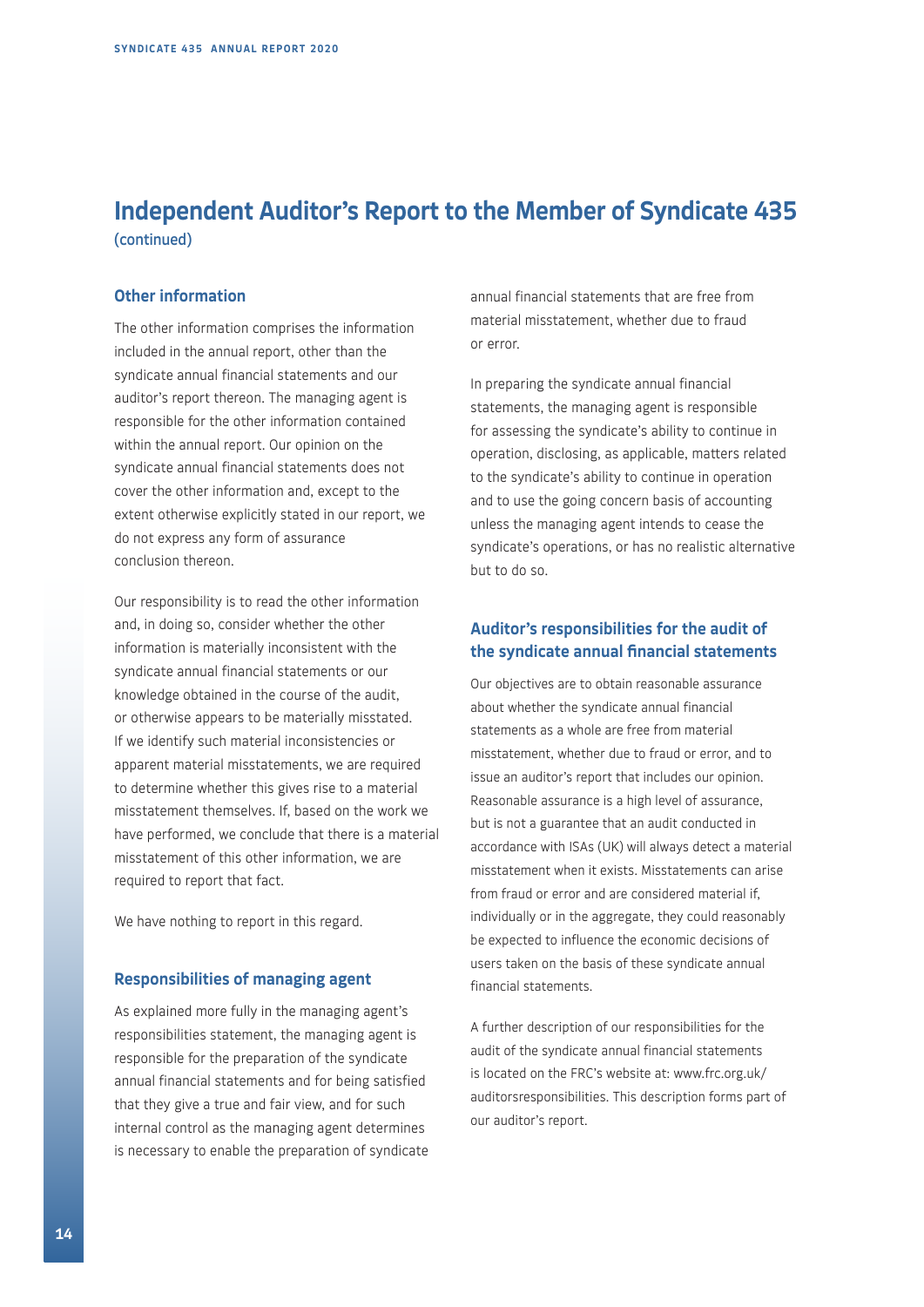# Independent Auditor's Report to the Member of Syndicate 435

(continued)

## Other information

The other information comprises the information included in the annual report, other than the syndicate annual financial statements and our auditor's report thereon. The managing agent is responsible for the other information contained within the annual report. Our opinion on the syndicate annual financial statements does not cover the other information and, except to the extent otherwise explicitly stated in our report, we do not express any form of assurance conclusion thereon.

Our responsibility is to read the other information and, in doing so, consider whether the other information is materially inconsistent with the syndicate annual financial statements or our knowledge obtained in the course of the audit, or otherwise appears to be materially misstated. If we identify such material inconsistencies or apparent material misstatements, we are required to determine whether this gives rise to a material misstatement themselves. If, based on the work we have performed, we conclude that there is a material misstatement of this other information, we are required to report that fact.

We have nothing to report in this regard.

## Responsibilities of managing agent

As explained more fully in the managing agent's responsibilities statement, the managing agent is responsible for the preparation of the syndicate annual financial statements and for being satisfied that they give a true and fair view, and for such internal control as the managing agent determines is necessary to enable the preparation of syndicate annual financial statements that are free from material misstatement, whether due to fraud or error.

In preparing the syndicate annual financial statements, the managing agent is responsible for assessing the syndicate's ability to continue in operation, disclosing, as applicable, matters related to the syndicate's ability to continue in operation and to use the going concern basis of accounting unless the managing agent intends to cease the syndicate's operations, or has no realistic alternative but to do so.

## Auditor's responsibilities for the audit of the syndicate annual financial statements

Our objectives are to obtain reasonable assurance about whether the syndicate annual financial statements as a whole are free from material misstatement, whether due to fraud or error, and to issue an auditor's report that includes our opinion. Reasonable assurance is a high level of assurance, but is not a guarantee that an audit conducted in accordance with ISAs (UK) will always detect a material misstatement when it exists. Misstatements can arise from fraud or error and are considered material if, individually or in the aggregate, they could reasonably be expected to influence the economic decisions of users taken on the basis of these syndicate annual financial statements.

A further description of our responsibilities for the audit of the syndicate annual financial statements is located on the FRC's website at: www.frc.org.uk/auditorsresponsibilities. This description forms part of our auditor's report.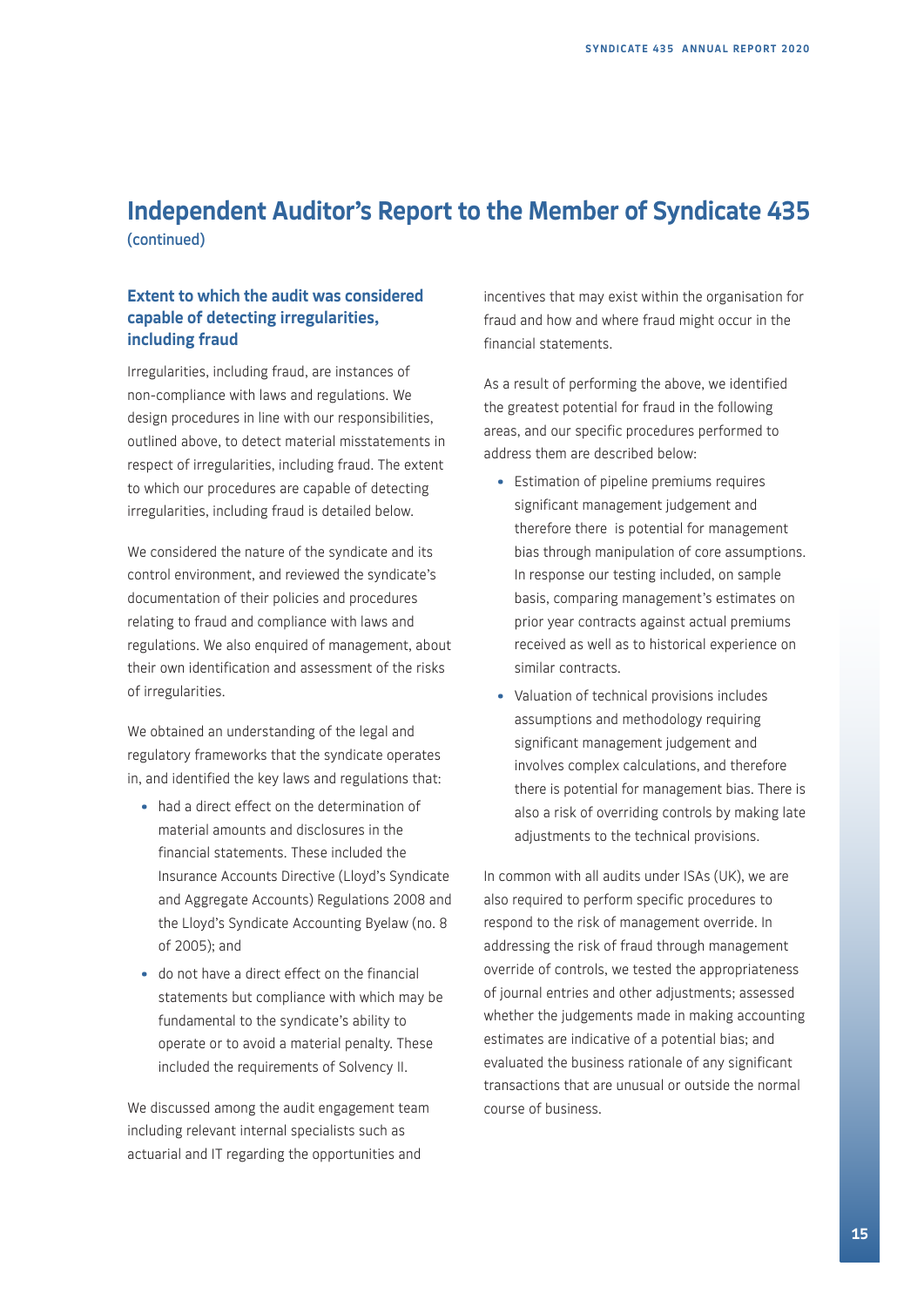# Independent Auditor's Report to the Member of Syndicate 435

(continued)

## Extent to which the audit was considered capable of detecting irregularities, including fraud

Irregularities, including fraud, are instances of non-compliance with laws and regulations. We design procedures in line with our responsibilities, outlined above, to detect material misstatements in respect of irregularities, including fraud. The extent to which our procedures are capable of detecting irregularities, including fraud is detailed below.

We considered the nature of the syndicate and its control environment, and reviewed the syndicate's documentation of their policies and procedures relating to fraud and compliance with laws and regulations. We also enquired of management, about their own identification and assessment of the risks of irregularities.

We obtained an understanding of the legal and regulatory frameworks that the syndicate operates in, and identified the key laws and regulations that:

- had a direct effect on the determination of material amounts and disclosures in the financial statements. These included the Insurance Accounts Directive (Lloyd's Syndicate and Aggregate Accounts) Regulations 2008 and the Lloyd's Syndicate Accounting Byelaw (no. 8 of 2005); and
- do not have a direct effect on the financial statements but compliance with which may be fundamental to the syndicate's ability to operate or to avoid a material penalty. These included the requirements of Solvency II.

We discussed among the audit engagement team including relevant internal specialists such as actuarial and IT regarding the opportunities and incentives that may exist within the organisation for fraud and how and where fraud might occur in the financial statements.

As a result of performing the above, we identified the greatest potential for fraud in the following areas, and our specific procedures performed to address them are described below:

- Estimation of pipeline premiums requires significant management judgement and therefore there is potential for management bias through manipulation of core assumptions. In response our testing included, on sample basis, comparing management's estimates on prior year contracts against actual premiums received as well as to historical experience on similar contracts.
- Valuation of technical provisions includes assumptions and methodology requiring significant management judgement and involves complex calculations, and therefore there is potential for management bias. There is also a risk of overriding controls by making late adjustments to the technical provisions.

In common with all audits under ISAs (UK), we are also required to perform specific procedures to respond to the risk of management override. In addressing the risk of fraud through management override of controls, we tested the appropriateness of journal entries and other adjustments; assessed whether the judgements made in making accounting estimates are indicative of a potential bias; and evaluated the business rationale of any significant transactions that are unusual or outside the normal course of business.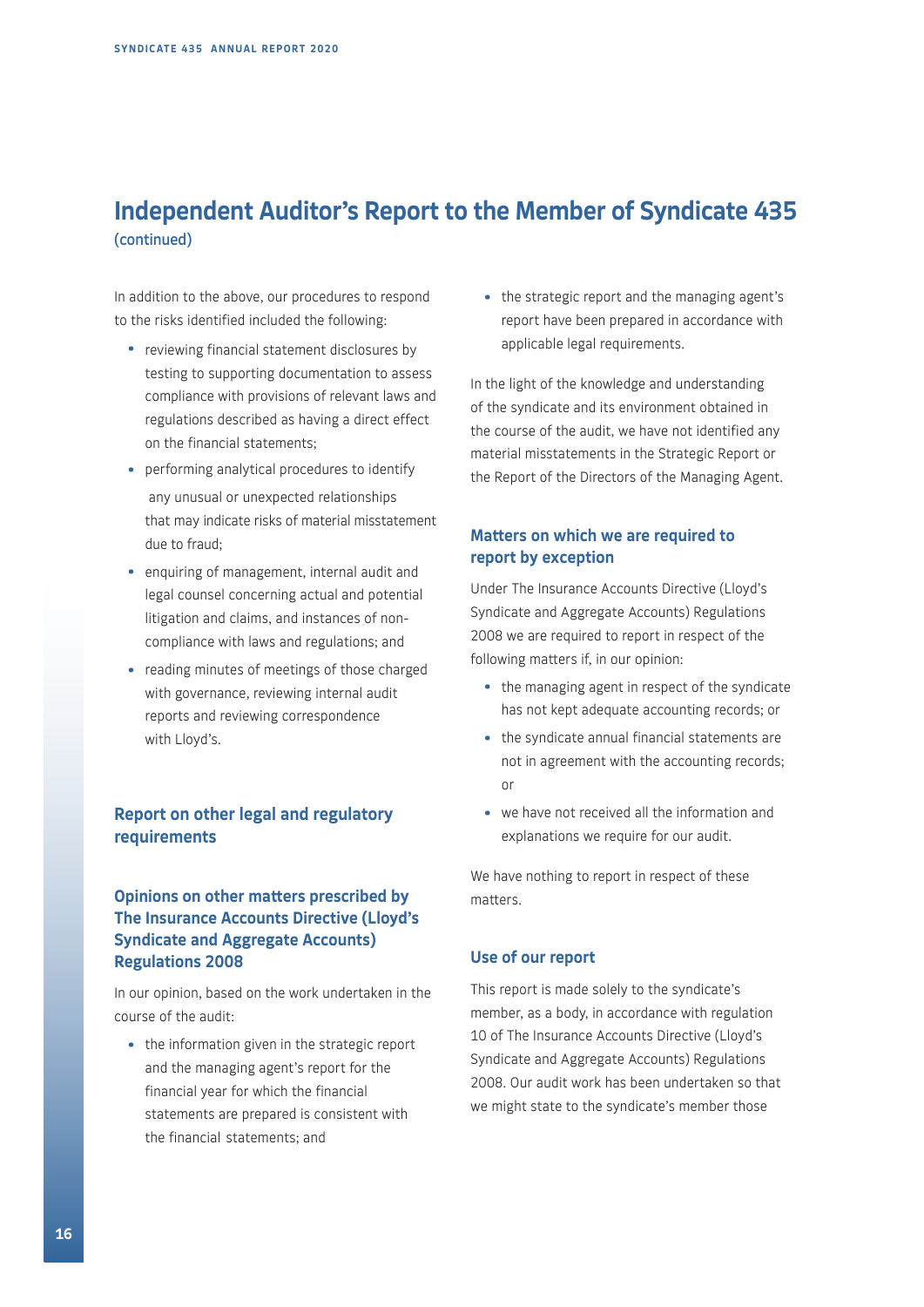# Independent Auditor's Report to the Member of Syndicate 435

(continued)

In addition to the above, our procedures to respond to the risks identified included the following:

- reviewing financial statement disclosures by testing to supporting documentation to assess compliance with provisions of relevant laws and regulations described as having a direct effect on the financial statements;
- performing analytical procedures to identify any unusual or unexpected relationships that may indicate risks of material misstatement due to fraud;
- enquiring of management, internal audit and legal counsel concerning actual and potential litigation and claims, and instances of non-compliance with laws and regulations; and
- reading minutes of meetings of those charged with governance, reviewing internal audit reports and reviewing correspondence with Lloyd's.

## Report on other legal and regulatory requirements

### Opinions on other matters prescribed by The Insurance Accounts Directive (Lloyd's Syndicate and Aggregate Accounts) Regulations 2008

In our opinion, based on the work undertaken in the course of the audit:

- the information given in the strategic report and the managing agent's report for the financial year for which the financial statements are prepared is consistent with the financial statements; and
- the strategic report and the managing agent's report have been prepared in accordance with applicable legal requirements.

In the light of the knowledge and understanding of the syndicate and its environment obtained in the course of the audit, we have not identified any material misstatements in the Strategic Report or the Report of the Directors of the Managing Agent.

### Matters on which we are required to report by exception

Under The Insurance Accounts Directive (Lloyd's Syndicate and Aggregate Accounts) Regulations 2008 we are required to report in respect of the following matters if, in our opinion:

- the managing agent in respect of the syndicate has not kept adequate accounting records; or
- the syndicate annual financial statements are not in agreement with the accounting records; or
- we have not received all the information and explanations we require for our audit.

We have nothing to report in respect of these matters.

### Use of our report

This report is made solely to the syndicate's member, as a body, in accordance with regulation 10 of The Insurance Accounts Directive (Lloyd's Syndicate and Aggregate Accounts) Regulations 2008. Our audit work has been undertaken so that we might state to the syndicate's member those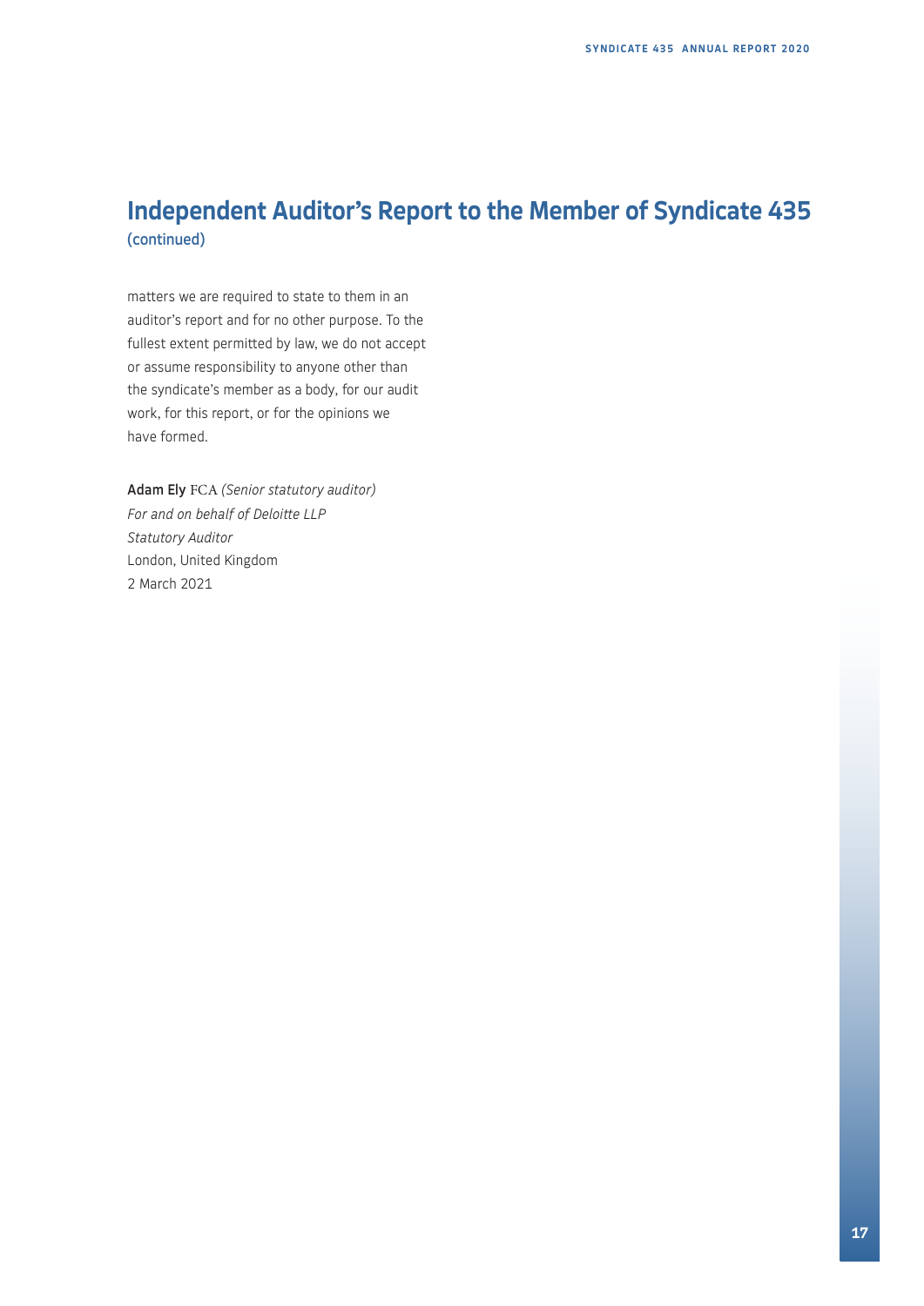# Independent Auditor's Report to the Member of Syndicate 435
(continued)

matters we are required to state to them in an auditor's report and for no other purpose. To the fullest extent permitted by law, we do not accept or assume responsibility to anyone other than the syndicate's member as a body, for our audit work, for this report, or for the opinions we have formed.

**Adam Ely** FCA *(Senior statutory auditor)*
*For and on behalf of Deloitte LLP*
*Statutory Auditor*
London, United Kingdom
2 March 2021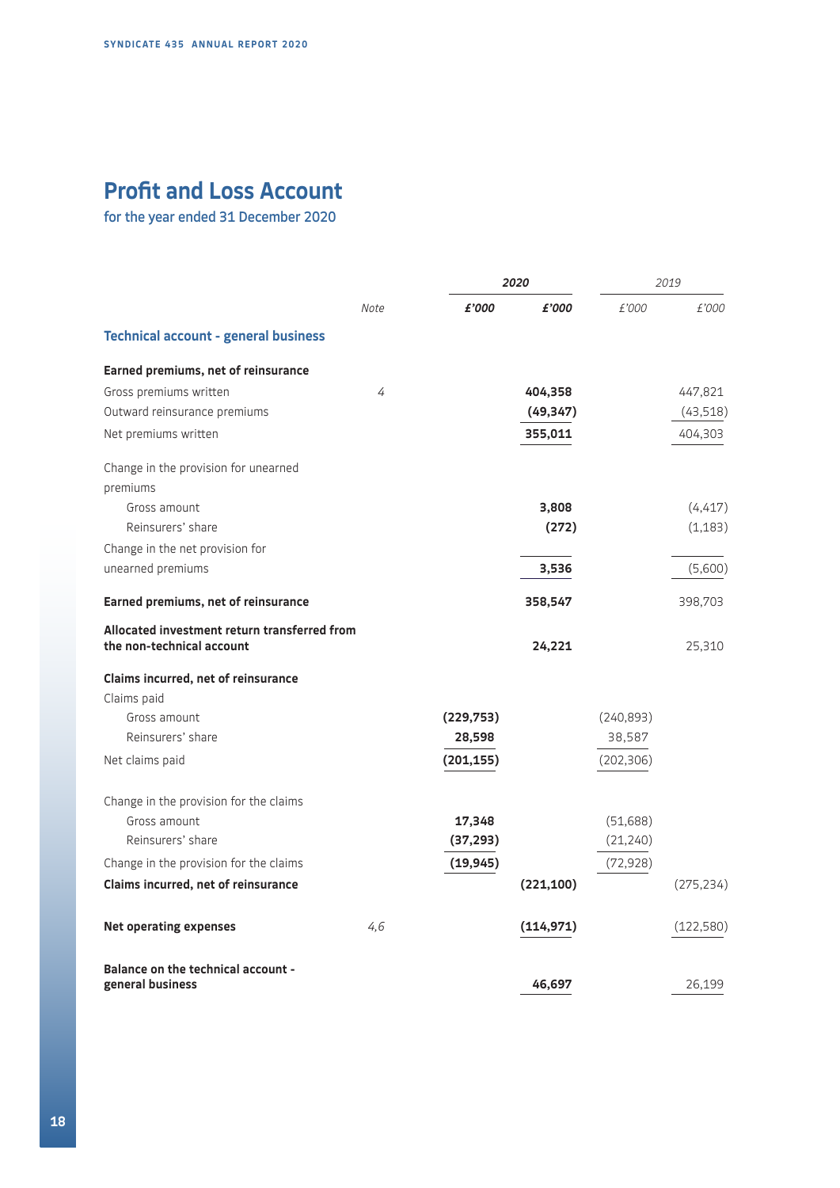## Profit and Loss Account

for the year ended 31 December 2020

| | Note | 2020 | | 2019 | |
|---|---|---|---|---|---|
| | | **£'000** | **£'000** | £'000 | £'000 |
| **Technical account - general business** | | | | | |
| **Earned premiums, net of reinsurance** | | | | | |
| Gross premiums written | 4 | | **404,358** | | 447,821 |
| Outward reinsurance premiums | | | **(49,347)** | | (43,518) |
| Net premiums written | | | **355,011** | | 404,303 |
| Change in the provision for unearned premiums | | | | | |
| Gross amount | | | **3,808** | | (4,417) |
| Reinsurers' share | | | **(272)** | | (1,183) |
| Change in the net provision for unearned premiums | | | **3,536** | | (5,600) |
| **Earned premiums, net of reinsurance** | | | **358,547** | | 398,703 |
| **Allocated investment return transferred from the non-technical account** | | | **24,221** | | 25,310 |
| **Claims incurred, net of reinsurance** | | | | | |
| Claims paid | | | | | |
| Gross amount | | **(229,753)** | | (240,893) | |
| Reinsurers' share | | **28,598** | | 38,587 | |
| Net claims paid | | **(201,155)** | | (202,306) | |
| Change in the provision for the claims | | | | | |
| Gross amount | | **17,348** | | (51,688) | |
| Reinsurers' share | | **(37,293)** | | (21,240) | |
| Change in the provision for the claims | | **(19,945)** | | (72,928) | |
| **Claims incurred, net of reinsurance** | | | **(221,100)** | | (275,234) |
| **Net operating expenses** | 4,6 | | **(114,971)** | | (122,580) |
| **Balance on the technical account - general business** | | | **46,697** | | 26,199 |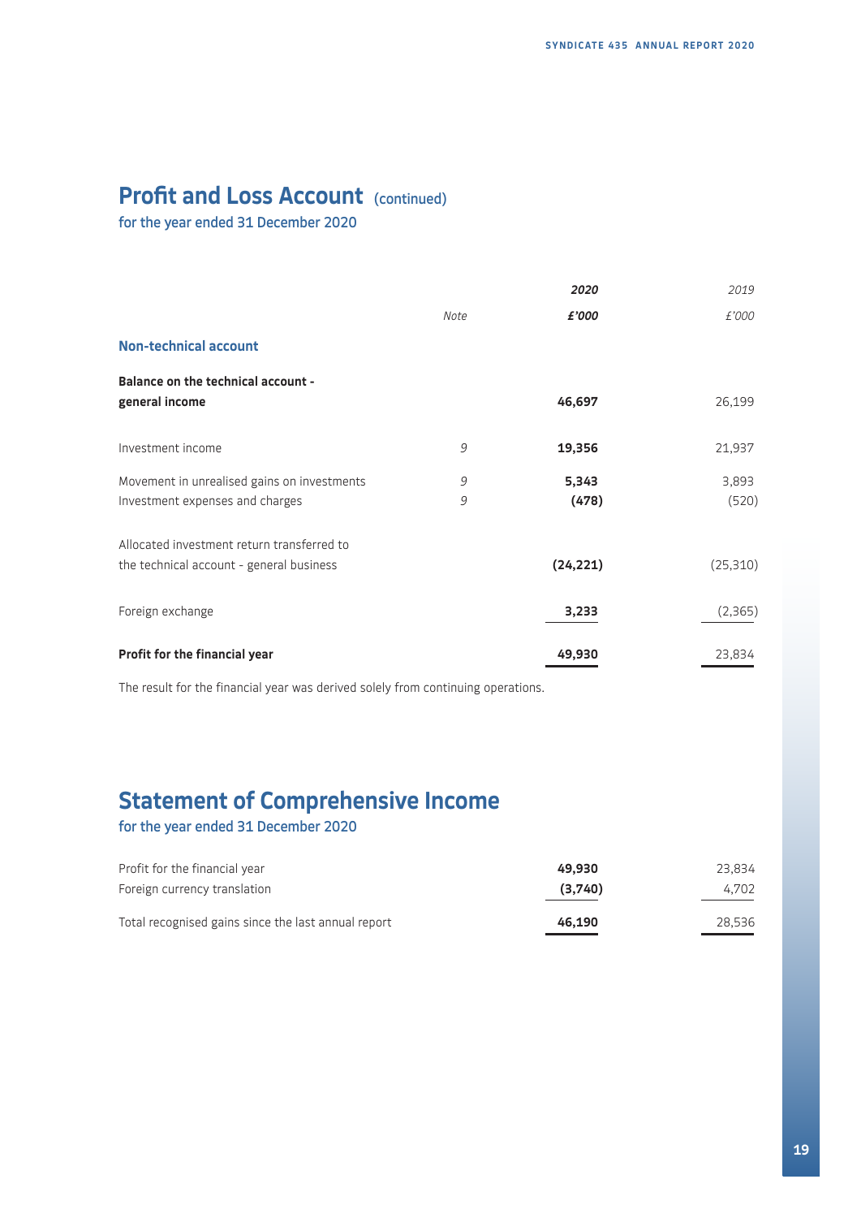# Profit and Loss Account (continued)

for the year ended 31 December 2020

| | Note | 2020<br>£'000 | 2019<br>£'000 |
|---|---|---|---|
| **Non-technical account** | | | |
| **Balance on the technical account - general income** | | **46,697** | 26,199 |
| Investment income | 9 | **19,356** | 21,937 |
| Movement in unrealised gains on investments | 9 | **5,343** | 3,893 |
| Investment expenses and charges | 9 | **(478)** | (520) |
| Allocated investment return transferred to the technical account - general business | | **(24,221)** | (25,310) |
| Foreign exchange | | **3,233** | (2,365) |
| **Profit for the financial year** | | **49,930** | 23,834 |

The result for the financial year was derived solely from continuing operations.

# Statement of Comprehensive Income

for the year ended 31 December 2020

| | 2020 | 2019 |
|---|---|---|
| Profit for the financial year | **49,930** | 23,834 |
| Foreign currency translation | **(3,740)** | 4,702 |
| Total recognised gains since the last annual report | **46,190** | 28,536 |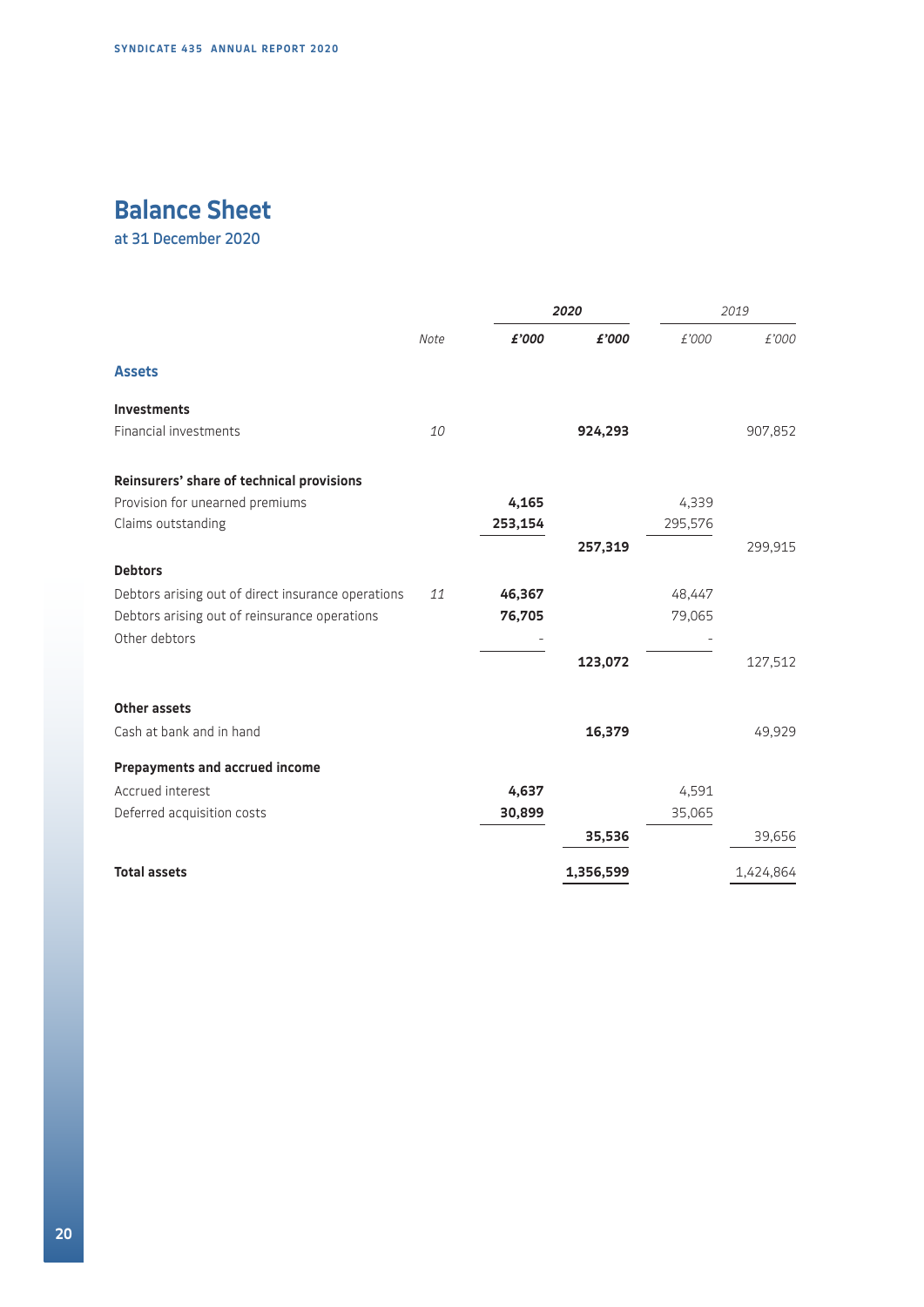# Balance Sheet

at 31 December 2020

| | Note | 2020 | | 2019 | |
|---|---|---|---|---|---|
| | | **£'000** | **£'000** | £'000 | £'000 |
| **Assets** | | | | | |
| **Investments** | | | | | |
| Financial investments | 10 | | **924,293** | | 907,852 |
| **Reinsurers' share of technical provisions** | | | | | |
| Provision for unearned premiums | | **4,165** | | 4,339 | |
| Claims outstanding | | **253,154** | | 295,576 | |
| | | | **257,319** | | 299,915 |
| **Debtors** | | | | | |
| Debtors arising out of direct insurance operations | 11 | **46,367** | | 48,447 | |
| Debtors arising out of reinsurance operations | | **76,705** | | 79,065 | |
| Other debtors | | - | | - | |
| | | | **123,072** | | 127,512 |
| **Other assets** | | | | | |
| Cash at bank and in hand | | | **16,379** | | 49,929 |
| **Prepayments and accrued income** | | | | | |
| Accrued interest | | **4,637** | | 4,591 | |
| Deferred acquisition costs | | **30,899** | | 35,065 | |
| | | | **35,536** | | 39,656 |
| **Total assets** | | | **1,356,599** | | 1,424,864 |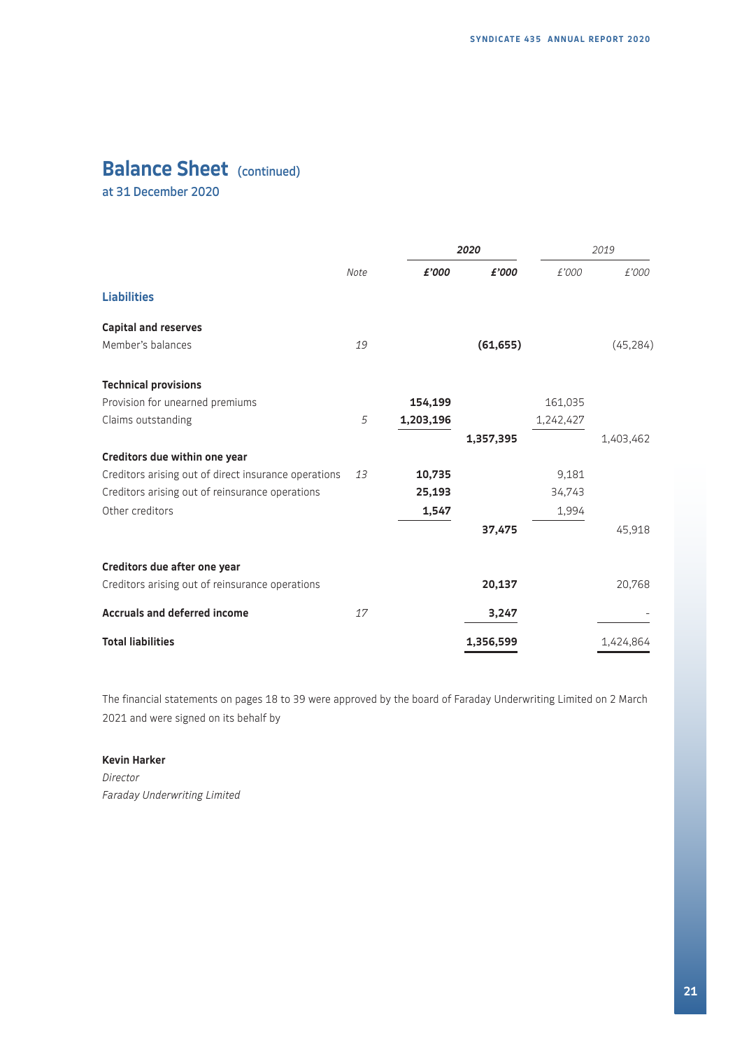# Balance Sheet (continued)

at 31 December 2020

| | Note | 2020 | | 2019 | |
|---|---|---|---|---|---|
| | | **£'000** | **£'000** | £'000 | £'000 |
| **Liabilities** | | | | | |
| **Capital and reserves** | | | | | |
| Member's balances | 19 | | **(61,655)** | | (45,284) |
| **Technical provisions** | | | | | |
| Provision for unearned premiums | | **154,199** | | 161,035 | |
| Claims outstanding | 5 | **1,203,196** | | 1,242,427 | |
| | | | **1,357,395** | | 1,403,462 |
| **Creditors due within one year** | | | | | |
| Creditors arising out of direct insurance operations | 13 | **10,735** | | 9,181 | |
| Creditors arising out of reinsurance operations | | **25,193** | | 34,743 | |
| Other creditors | | **1,547** | | 1,994 | |
| | | | **37,475** | | 45,918 |
| **Creditors due after one year** | | | | | |
| Creditors arising out of reinsurance operations | | | **20,137** | | 20,768 |
| **Accruals and deferred income** | 17 | | **3,247** | | - |
| **Total liabilities** | | | **1,356,599** | | 1,424,864 |

The financial statements on pages 18 to 39 were approved by the board of Faraday Underwriting Limited on 2 March 2021 and were signed on its behalf by

**Kevin Harker**
*Director*
*Faraday Underwriting Limited*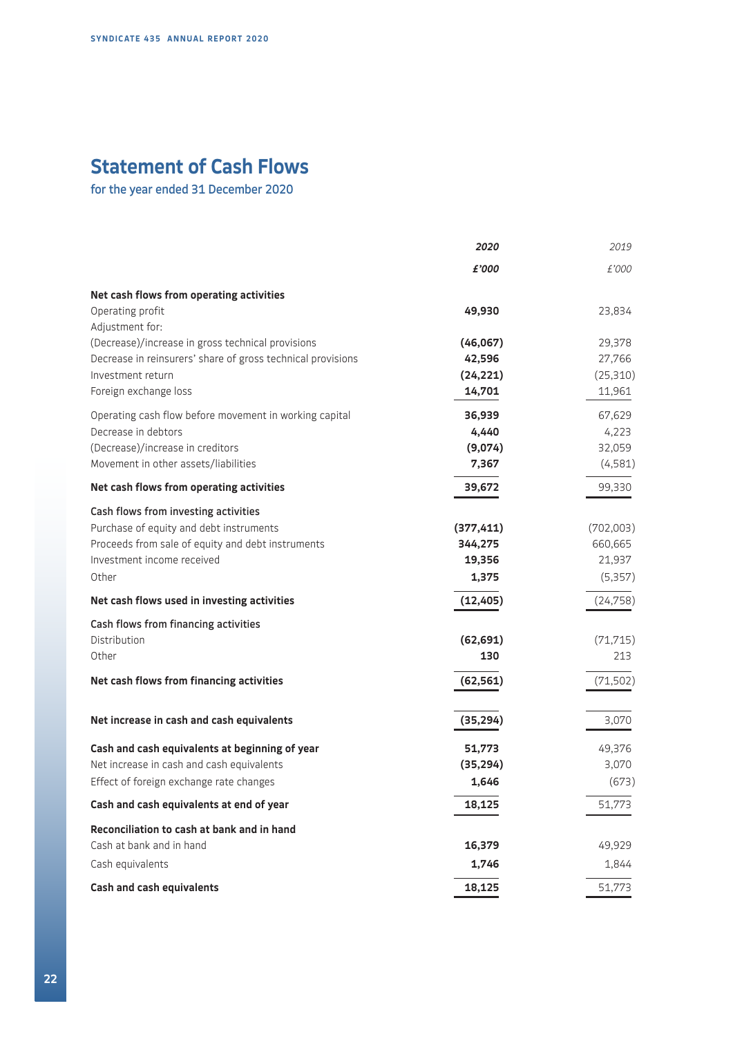# Statement of Cash Flows

## for the year ended 31 December 2020

| | *2020* | *2019* |
|---|---|---|
| | *£'000* | *£'000* |
| **Net cash flows from operating activities** | | |
| Operating profit | **49,930** | 23,834 |
| Adjustment for: | | |
| (Decrease)/increase in gross technical provisions | **(46,067)** | 29,378 |
| Decrease in reinsurers' share of gross technical provisions | **42,596** | 27,766 |
| Investment return | **(24,221)** | (25,310) |
| Foreign exchange loss | **14,701** | 11,961 |
| Operating cash flow before movement in working capital | **36,939** | 67,629 |
| Decrease in debtors | **4,440** | 4,223 |
| (Decrease)/increase in creditors | **(9,074)** | 32,059 |
| Movement in other assets/liabilities | **7,367** | (4,581) |
| **Net cash flows from operating activities** | **39,672** | 99,330 |
| **Cash flows from investing activities** | | |
| Purchase of equity and debt instruments | **(377,411)** | (702,003) |
| Proceeds from sale of equity and debt instruments | **344,275** | 660,665 |
| Investment income received | **19,356** | 21,937 |
| Other | **1,375** | (5,357) |
| **Net cash flows used in investing activities** | **(12,405)** | (24,758) |
| **Cash flows from financing activities** | | |
| Distribution | **(62,691)** | (71,715) |
| Other | **130** | 213 |
| **Net cash flows from financing activities** | **(62,561)** | (71,502) |
| **Net increase in cash and cash equivalents** | **(35,294)** | 3,070 |
| **Cash and cash equivalents at beginning of year** | **51,773** | 49,376 |
| Net increase in cash and cash equivalents | **(35,294)** | 3,070 |
| Effect of foreign exchange rate changes | **1,646** | (673) |
| **Cash and cash equivalents at end of year** | **18,125** | 51,773 |
| **Reconciliation to cash at bank and in hand** | | |
| Cash at bank and in hand | **16,379** | 49,929 |
| Cash equivalents | **1,746** | 1,844 |
| **Cash and cash equivalents** | **18,125** | 51,773 |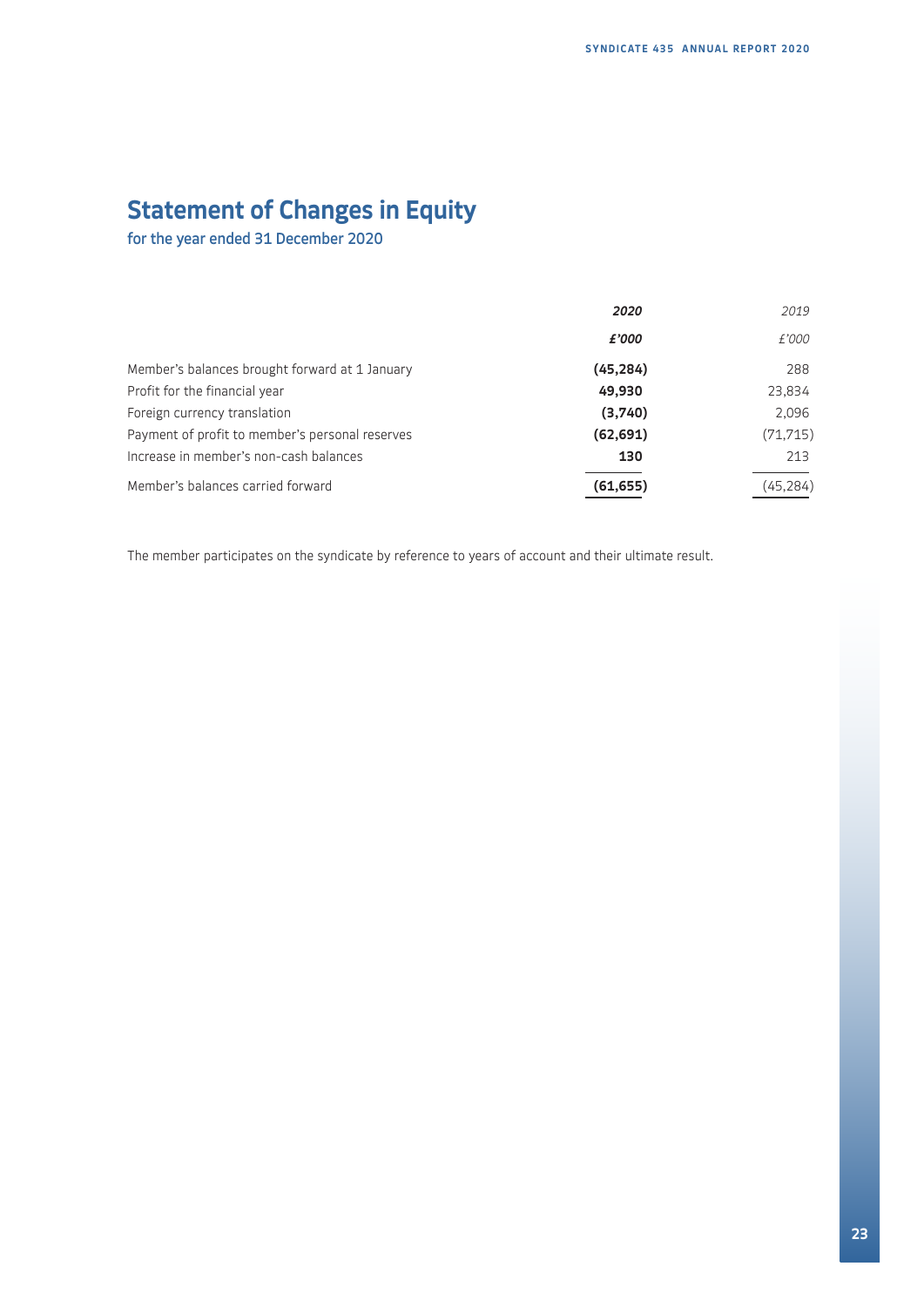# Statement of Changes in Equity

for the year ended 31 December 2020

| | ***2020*** | *2019* |
|---|---|---|
| | ***£'000*** | *£'000* |
| Member's balances brought forward at 1 January | **(45,284)** | 288 |
| Profit for the financial year | **49,930** | 23,834 |
| Foreign currency translation | **(3,740)** | 2,096 |
| Payment of profit to member's personal reserves | **(62,691)** | (71,715) |
| Increase in member's non-cash balances | **130** | 213 |
| Member's balances carried forward | **(61,655)** | (45,284) |

The member participates on the syndicate by reference to years of account and their ultimate result.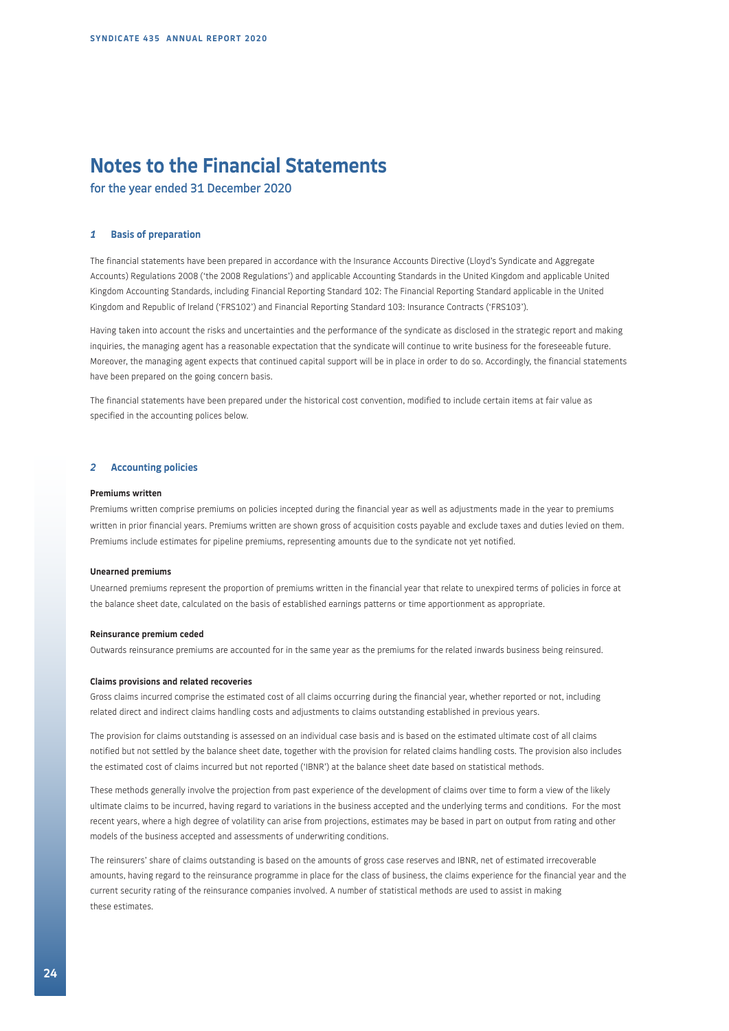# Notes to the Financial Statements

for the year ended 31 December 2020

## *1* Basis of preparation

The financial statements have been prepared in accordance with the Insurance Accounts Directive (Lloyd's Syndicate and Aggregate Accounts) Regulations 2008 ('the 2008 Regulations') and applicable Accounting Standards in the United Kingdom and applicable United Kingdom Accounting Standards, including Financial Reporting Standard 102: The Financial Reporting Standard applicable in the United Kingdom and Republic of Ireland ('FRS102') and Financial Reporting Standard 103: Insurance Contracts ('FRS103').

Having taken into account the risks and uncertainties and the performance of the syndicate as disclosed in the strategic report and making inquiries, the managing agent has a reasonable expectation that the syndicate will continue to write business for the foreseeable future. Moreover, the managing agent expects that continued capital support will be in place in order to do so. Accordingly, the financial statements have been prepared on the going concern basis.

The financial statements have been prepared under the historical cost convention, modified to include certain items at fair value as specified in the accounting polices below.

## *2* Accounting policies

**Premiums written**

Premiums written comprise premiums on policies incepted during the financial year as well as adjustments made in the year to premiums written in prior financial years. Premiums written are shown gross of acquisition costs payable and exclude taxes and duties levied on them. Premiums include estimates for pipeline premiums, representing amounts due to the syndicate not yet notified.

**Unearned premiums**

Unearned premiums represent the proportion of premiums written in the financial year that relate to unexpired terms of policies in force at the balance sheet date, calculated on the basis of established earnings patterns or time apportionment as appropriate.

**Reinsurance premium ceded**

Outwards reinsurance premiums are accounted for in the same year as the premiums for the related inwards business being reinsured.

**Claims provisions and related recoveries**

Gross claims incurred comprise the estimated cost of all claims occurring during the financial year, whether reported or not, including related direct and indirect claims handling costs and adjustments to claims outstanding established in previous years.

The provision for claims outstanding is assessed on an individual case basis and is based on the estimated ultimate cost of all claims notified but not settled by the balance sheet date, together with the provision for related claims handling costs. The provision also includes the estimated cost of claims incurred but not reported ('IBNR') at the balance sheet date based on statistical methods.

These methods generally involve the projection from past experience of the development of claims over time to form a view of the likely ultimate claims to be incurred, having regard to variations in the business accepted and the underlying terms and conditions. For the most recent years, where a high degree of volatility can arise from projections, estimates may be based in part on output from rating and other models of the business accepted and assessments of underwriting conditions.

The reinsurers' share of claims outstanding is based on the amounts of gross case reserves and IBNR, net of estimated irrecoverable amounts, having regard to the reinsurance programme in place for the class of business, the claims experience for the financial year and the current security rating of the reinsurance companies involved. A number of statistical methods are used to assist in making these estimates.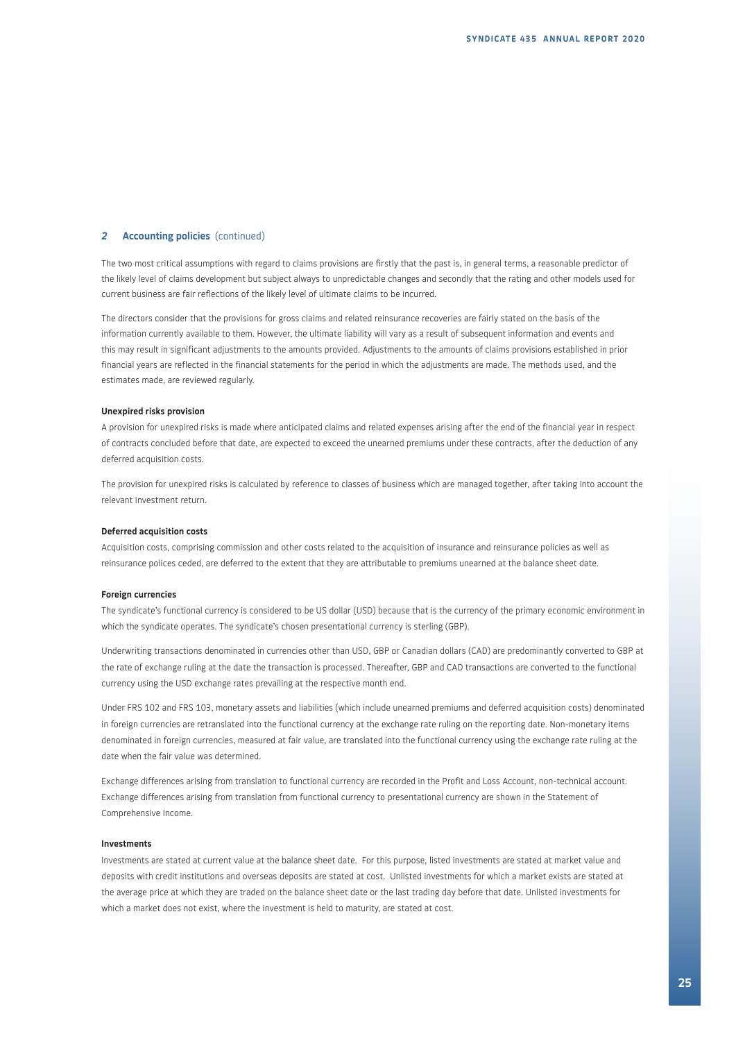## 2 Accounting policies (continued)

The two most critical assumptions with regard to claims provisions are firstly that the past is, in general terms, a reasonable predictor of the likely level of claims development but subject always to unpredictable changes and secondly that the rating and other models used for current business are fair reflections of the likely level of ultimate claims to be incurred.

The directors consider that the provisions for gross claims and related reinsurance recoveries are fairly stated on the basis of the information currently available to them. However, the ultimate liability will vary as a result of subsequent information and events and this may result in significant adjustments to the amounts provided. Adjustments to the amounts of claims provisions established in prior financial years are reflected in the financial statements for the period in which the adjustments are made. The methods used, and the estimates made, are reviewed regularly.

#### Unexpired risks provision

A provision for unexpired risks is made where anticipated claims and related expenses arising after the end of the financial year in respect of contracts concluded before that date, are expected to exceed the unearned premiums under these contracts, after the deduction of any deferred acquisition costs.

The provision for unexpired risks is calculated by reference to classes of business which are managed together, after taking into account the relevant investment return.

#### Deferred acquisition costs

Acquisition costs, comprising commission and other costs related to the acquisition of insurance and reinsurance policies as well as reinsurance polices ceded, are deferred to the extent that they are attributable to premiums unearned at the balance sheet date.

#### Foreign currencies

The syndicate's functional currency is considered to be US dollar (USD) because that is the currency of the primary economic environment in which the syndicate operates. The syndicate's chosen presentational currency is sterling (GBP).

Underwriting transactions denominated in currencies other than USD, GBP or Canadian dollars (CAD) are predominantly converted to GBP at the rate of exchange ruling at the date the transaction is processed. Thereafter, GBP and CAD transactions are converted to the functional currency using the USD exchange rates prevailing at the respective month end.

Under FRS 102 and FRS 103, monetary assets and liabilities (which include unearned premiums and deferred acquisition costs) denominated in foreign currencies are retranslated into the functional currency at the exchange rate ruling on the reporting date. Non-monetary items denominated in foreign currencies, measured at fair value, are translated into the functional currency using the exchange rate ruling at the date when the fair value was determined.

Exchange differences arising from translation to functional currency are recorded in the Profit and Loss Account, non-technical account. Exchange differences arising from translation from functional currency to presentational currency are shown in the Statement of Comprehensive Income.

#### Investments

Investments are stated at current value at the balance sheet date. For this purpose, listed investments are stated at market value and deposits with credit institutions and overseas deposits are stated at cost. Unlisted investments for which a market exists are stated at the average price at which they are traded on the balance sheet date or the last trading day before that date. Unlisted investments for which a market does not exist, where the investment is held to maturity, are stated at cost.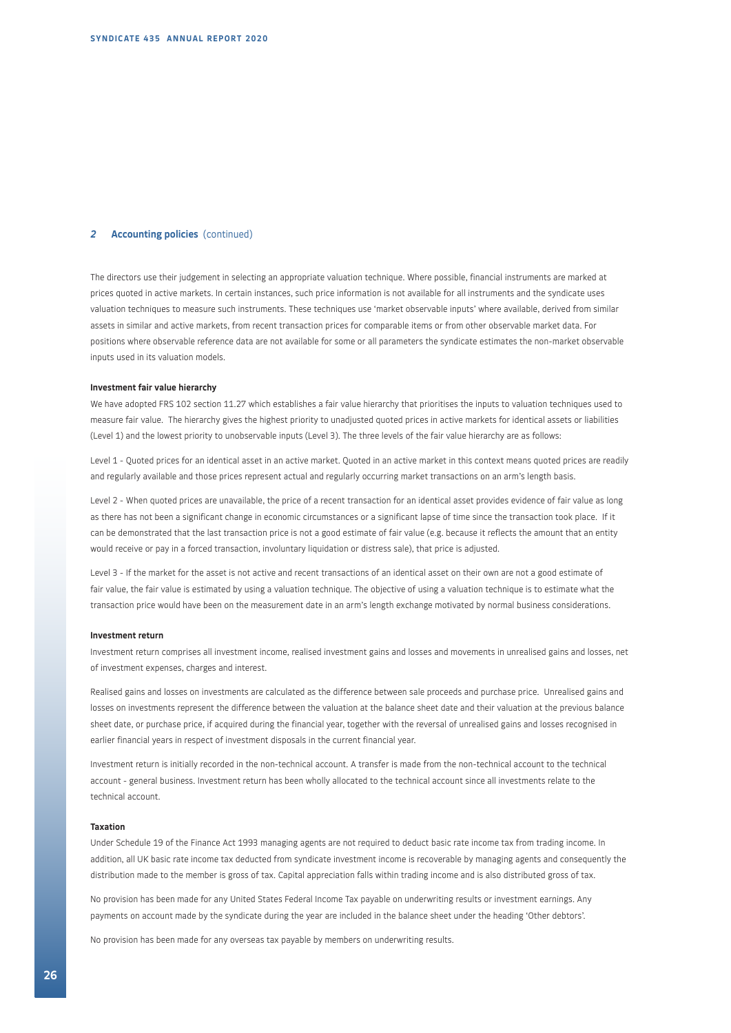## 2 Accounting policies (continued)

The directors use their judgement in selecting an appropriate valuation technique. Where possible, financial instruments are marked at prices quoted in active markets. In certain instances, such price information is not available for all instruments and the syndicate uses valuation techniques to measure such instruments. These techniques use 'market observable inputs' where available, derived from similar assets in similar and active markets, from recent transaction prices for comparable items or from other observable market data. For positions where observable reference data are not available for some or all parameters the syndicate estimates the non-market observable inputs used in its valuation models.

**Investment fair value hierarchy**

We have adopted FRS 102 section 11.27 which establishes a fair value hierarchy that prioritises the inputs to valuation techniques used to measure fair value. The hierarchy gives the highest priority to unadjusted quoted prices in active markets for identical assets or liabilities (Level 1) and the lowest priority to unobservable inputs (Level 3). The three levels of the fair value hierarchy are as follows:

Level 1 - Quoted prices for an identical asset in an active market. Quoted in an active market in this context means quoted prices are readily and regularly available and those prices represent actual and regularly occurring market transactions on an arm's length basis.

Level 2 - When quoted prices are unavailable, the price of a recent transaction for an identical asset provides evidence of fair value as long as there has not been a significant change in economic circumstances or a significant lapse of time since the transaction took place. If it can be demonstrated that the last transaction price is not a good estimate of fair value (e.g. because it reflects the amount that an entity would receive or pay in a forced transaction, involuntary liquidation or distress sale), that price is adjusted.

Level 3 - If the market for the asset is not active and recent transactions of an identical asset on their own are not a good estimate of fair value, the fair value is estimated by using a valuation technique. The objective of using a valuation technique is to estimate what the transaction price would have been on the measurement date in an arm's length exchange motivated by normal business considerations.

**Investment return**

Investment return comprises all investment income, realised investment gains and losses and movements in unrealised gains and losses, net of investment expenses, charges and interest.

Realised gains and losses on investments are calculated as the difference between sale proceeds and purchase price. Unrealised gains and losses on investments represent the difference between the valuation at the balance sheet date and their valuation at the previous balance sheet date, or purchase price, if acquired during the financial year, together with the reversal of unrealised gains and losses recognised in earlier financial years in respect of investment disposals in the current financial year.

Investment return is initially recorded in the non-technical account. A transfer is made from the non-technical account to the technical account - general business. Investment return has been wholly allocated to the technical account since all investments relate to the technical account.

**Taxation**

Under Schedule 19 of the Finance Act 1993 managing agents are not required to deduct basic rate income tax from trading income. In addition, all UK basic rate income tax deducted from syndicate investment income is recoverable by managing agents and consequently the distribution made to the member is gross of tax. Capital appreciation falls within trading income and is also distributed gross of tax.

No provision has been made for any United States Federal Income Tax payable on underwriting results or investment earnings. Any payments on account made by the syndicate during the year are included in the balance sheet under the heading 'Other debtors'.

No provision has been made for any overseas tax payable by members on underwriting results.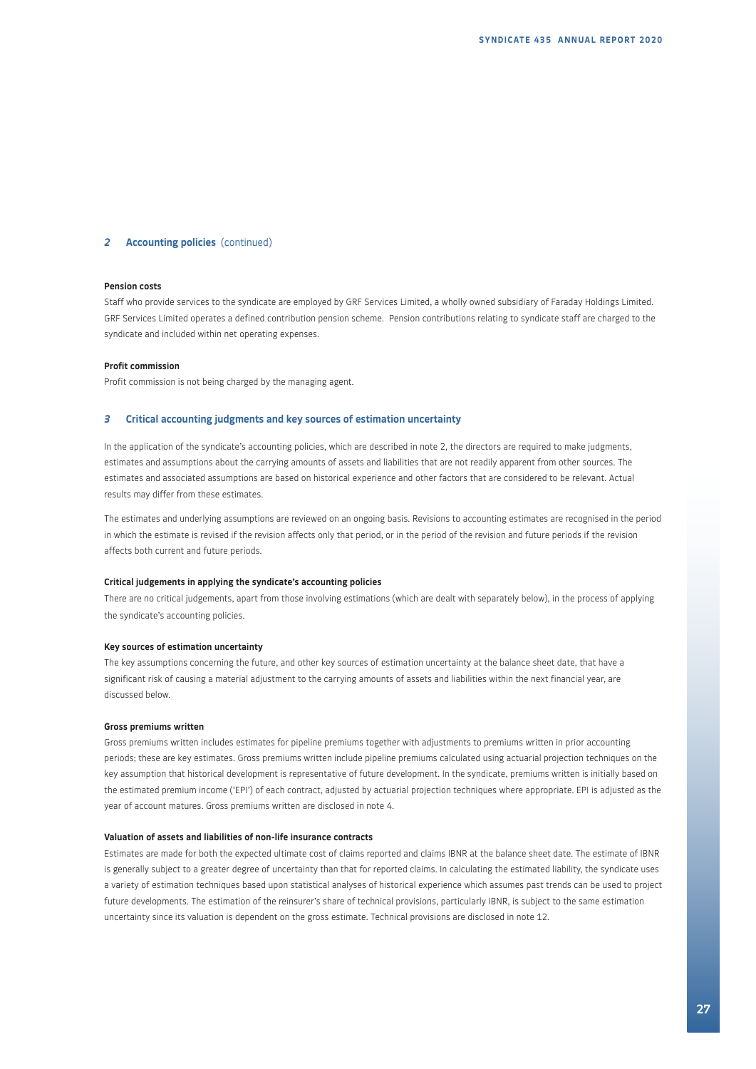## 2 Accounting policies (continued)

**Pension costs**

Staff who provide services to the syndicate are employed by GRF Services Limited, a wholly owned subsidiary of Faraday Holdings Limited. GRF Services Limited operates a defined contribution pension scheme. Pension contributions relating to syndicate staff are charged to the syndicate and included within net operating expenses.

**Profit commission**

Profit commission is not being charged by the managing agent.

## 3 Critical accounting judgments and key sources of estimation uncertainty

In the application of the syndicate's accounting policies, which are described in note 2, the directors are required to make judgments, estimates and assumptions about the carrying amounts of assets and liabilities that are not readily apparent from other sources. The estimates and associated assumptions are based on historical experience and other factors that are considered to be relevant. Actual results may differ from these estimates.

The estimates and underlying assumptions are reviewed on an ongoing basis. Revisions to accounting estimates are recognised in the period in which the estimate is revised if the revision affects only that period, or in the period of the revision and future periods if the revision affects both current and future periods.

**Critical judgements in applying the syndicate's accounting policies**

There are no critical judgements, apart from those involving estimations (which are dealt with separately below), in the process of applying the syndicate's accounting policies.

**Key sources of estimation uncertainty**

The key assumptions concerning the future, and other key sources of estimation uncertainty at the balance sheet date, that have a significant risk of causing a material adjustment to the carrying amounts of assets and liabilities within the next financial year, are discussed below.

**Gross premiums written**

Gross premiums written includes estimates for pipeline premiums together with adjustments to premiums written in prior accounting periods; these are key estimates. Gross premiums written include pipeline premiums calculated using actuarial projection techniques on the key assumption that historical development is representative of future development. In the syndicate, premiums written is initially based on the estimated premium income ('EPI') of each contract, adjusted by actuarial projection techniques where appropriate. EPI is adjusted as the year of account matures. Gross premiums written are disclosed in note 4.

**Valuation of assets and liabilities of non-life insurance contracts**

Estimates are made for both the expected ultimate cost of claims reported and claims IBNR at the balance sheet date. The estimate of IBNR is generally subject to a greater degree of uncertainty than that for reported claims. In calculating the estimated liability, the syndicate uses a variety of estimation techniques based upon statistical analyses of historical experience which assumes past trends can be used to project future developments. The estimation of the reinsurer's share of technical provisions, particularly IBNR, is subject to the same estimation uncertainty since its valuation is dependent on the gross estimate. Technical provisions are disclosed in note 12.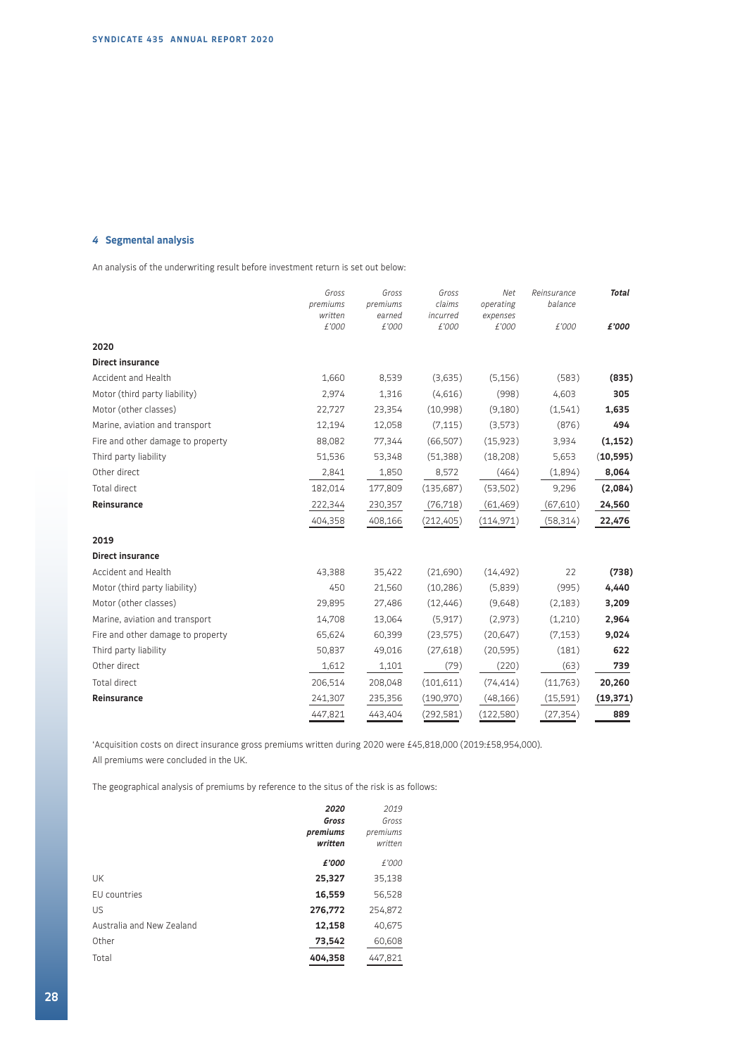## 4 Segmental analysis

An analysis of the underwriting result before investment return is set out below:

| | Gross premiums written £'000 | Gross premiums earned £'000 | Gross claims incurred £'000 | Net operating expenses £'000 | Reinsurance balance £'000 | **Total £'000** |
|---|---|---|---|---|---|---|
| **2020** | | | | | | |
| **Direct insurance** | | | | | | |
| Accident and Health | 1,660 | 8,539 | (3,635) | (5,156) | (583) | **(835)** |
| Motor (third party liability) | 2,974 | 1,316 | (4,616) | (998) | 4,603 | **305** |
| Motor (other classes) | 22,727 | 23,354 | (10,998) | (9,180) | (1,541) | **1,635** |
| Marine, aviation and transport | 12,194 | 12,058 | (7,115) | (3,573) | (876) | **494** |
| Fire and other damage to property | 88,082 | 77,344 | (66,507) | (15,923) | 3,934 | **(1,152)** |
| Third party liability | 51,536 | 53,348 | (51,388) | (18,208) | 5,653 | **(10,595)** |
| Other direct | 2,841 | 1,850 | 8,572 | (464) | (1,894) | **8,064** |
| Total direct | 182,014 | 177,809 | (135,687) | (53,502) | 9,296 | **(2,084)** |
| **Reinsurance** | 222,344 | 230,357 | (76,718) | (61,469) | (67,610) | **24,560** |
| | 404,358 | 408,166 | (212,405) | (114,971) | (58,314) | **22,476** |
| **2019** | | | | | | |
| **Direct insurance** | | | | | | |
| Accident and Health | 43,388 | 35,422 | (21,690) | (14,492) | 22 | **(738)** |
| Motor (third party liability) | 450 | 21,560 | (10,286) | (5,839) | (995) | **4,440** |
| Motor (other classes) | 29,895 | 27,486 | (12,446) | (9,648) | (2,183) | **3,209** |
| Marine, aviation and transport | 14,708 | 13,064 | (5,917) | (2,973) | (1,210) | **2,964** |
| Fire and other damage to property | 65,624 | 60,399 | (23,575) | (20,647) | (7,153) | **9,024** |
| Third party liability | 50,837 | 49,016 | (27,618) | (20,595) | (181) | **622** |
| Other direct | 1,612 | 1,101 | (79) | (220) | (63) | **739** |
| Total direct | 206,514 | 208,048 | (101,611) | (74,414) | (11,763) | **20,260** |
| **Reinsurance** | 241,307 | 235,356 | (190,970) | (48,166) | (15,591) | **(19,371)** |
| | 447,821 | 443,404 | (292,581) | (122,580) | (27,354) | **889** |

'Acquisition costs on direct insurance gross premiums written during 2020 were £45,818,000 (2019:£58,954,000).

All premiums were concluded in the UK.

The geographical analysis of premiums by reference to the situs of the risk is as follows:

| | **2020 Gross premiums written £'000** | 2019 Gross premiums written £'000 |
|---|---|---|
| UK | **25,327** | 35,138 |
| EU countries | **16,559** | 56,528 |
| US | **276,772** | 254,872 |
| Australia and New Zealand | **12,158** | 40,675 |
| Other | **73,542** | 60,608 |
| Total | **404,358** | 447,821 |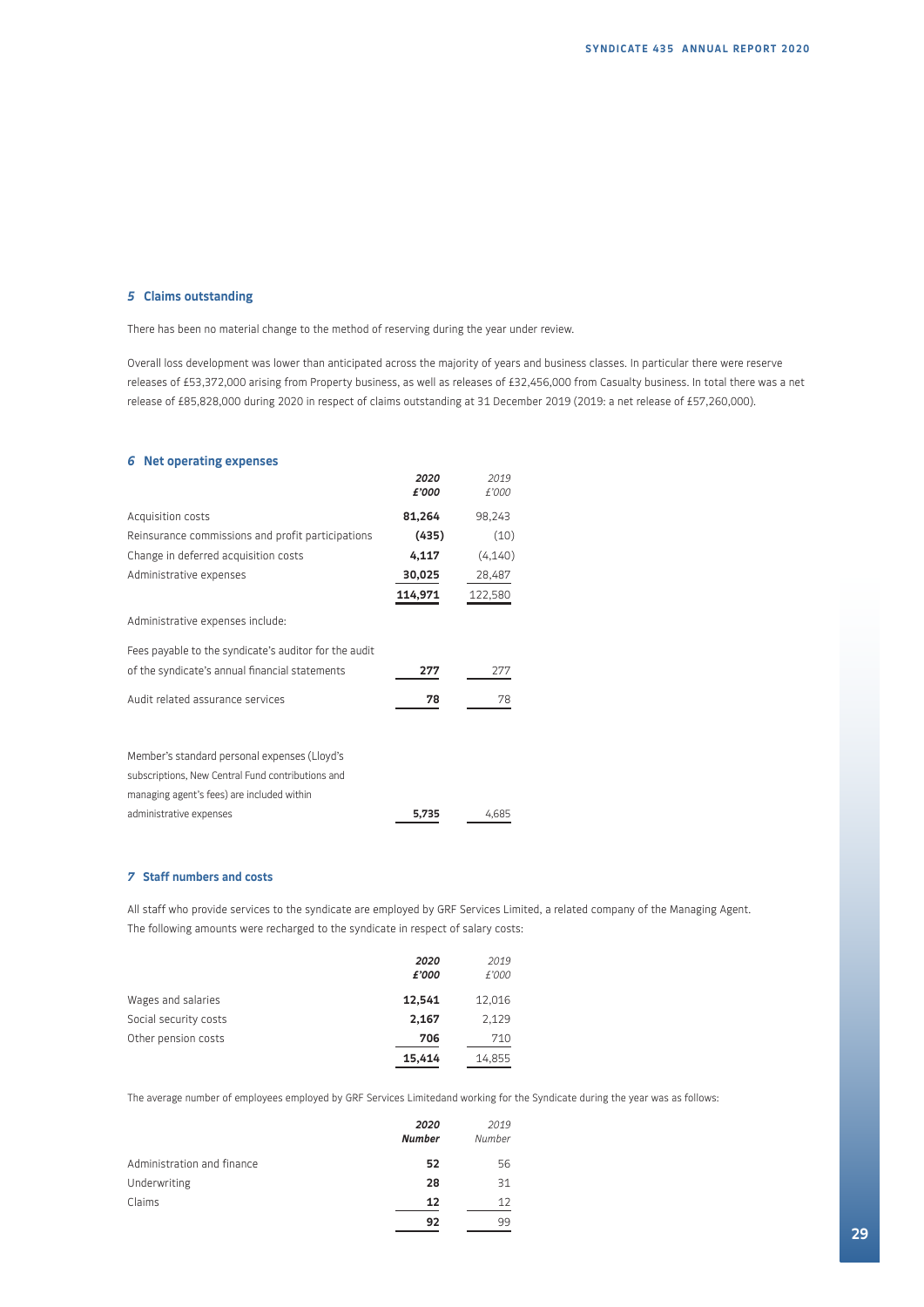## 5 Claims outstanding

There has been no material change to the method of reserving during the year under review.

Overall loss development was lower than anticipated across the majority of years and business classes. In particular there were reserve releases of £53,372,000 arising from Property business, as well as releases of £32,456,000 from Casualty business. In total there was a net release of £85,828,000 during 2020 in respect of claims outstanding at 31 December 2019 (2019: a net release of £57,260,000).

## 6 Net operating expenses

| | 2020 £'000 | 2019 £'000 |
|---|---|---|
| Acquisition costs | **81,264** | 98,243 |
| Reinsurance commissions and profit participations | **(435)** | (10) |
| Change in deferred acquisition costs | **4,117** | (4,140) |
| Administrative expenses | **30,025** | 28,487 |
| | **114,971** | 122,580 |

Administrative expenses include:

| | 2020 £'000 | 2019 £'000 |
|---|---|---|
| Fees payable to the syndicate's auditor for the audit of the syndicate's annual financial statements | **277** | 277 |
| Audit related assurance services | **78** | 78 |
| Member's standard personal expenses (Lloyd's subscriptions, New Central Fund contributions and managing agent's fees) are included within administrative expenses | **5,735** | 4,685 |

## 7 Staff numbers and costs

All staff who provide services to the syndicate are employed by GRF Services Limited, a related company of the Managing Agent. The following amounts were recharged to the syndicate in respect of salary costs:

| | 2020 £'000 | 2019 £'000 |
|---|---|---|
| Wages and salaries | **12,541** | 12,016 |
| Social security costs | **2,167** | 2,129 |
| Other pension costs | **706** | 710 |
| | **15,414** | 14,855 |

The average number of employees employed by GRF Services Limitedand working for the Syndicate during the year was as follows:

| | 2020 Number | 2019 Number |
|---|---|---|
| Administration and finance | **52** | 56 |
| Underwriting | **28** | 31 |
| Claims | **12** | 12 |
| | **92** | 99 |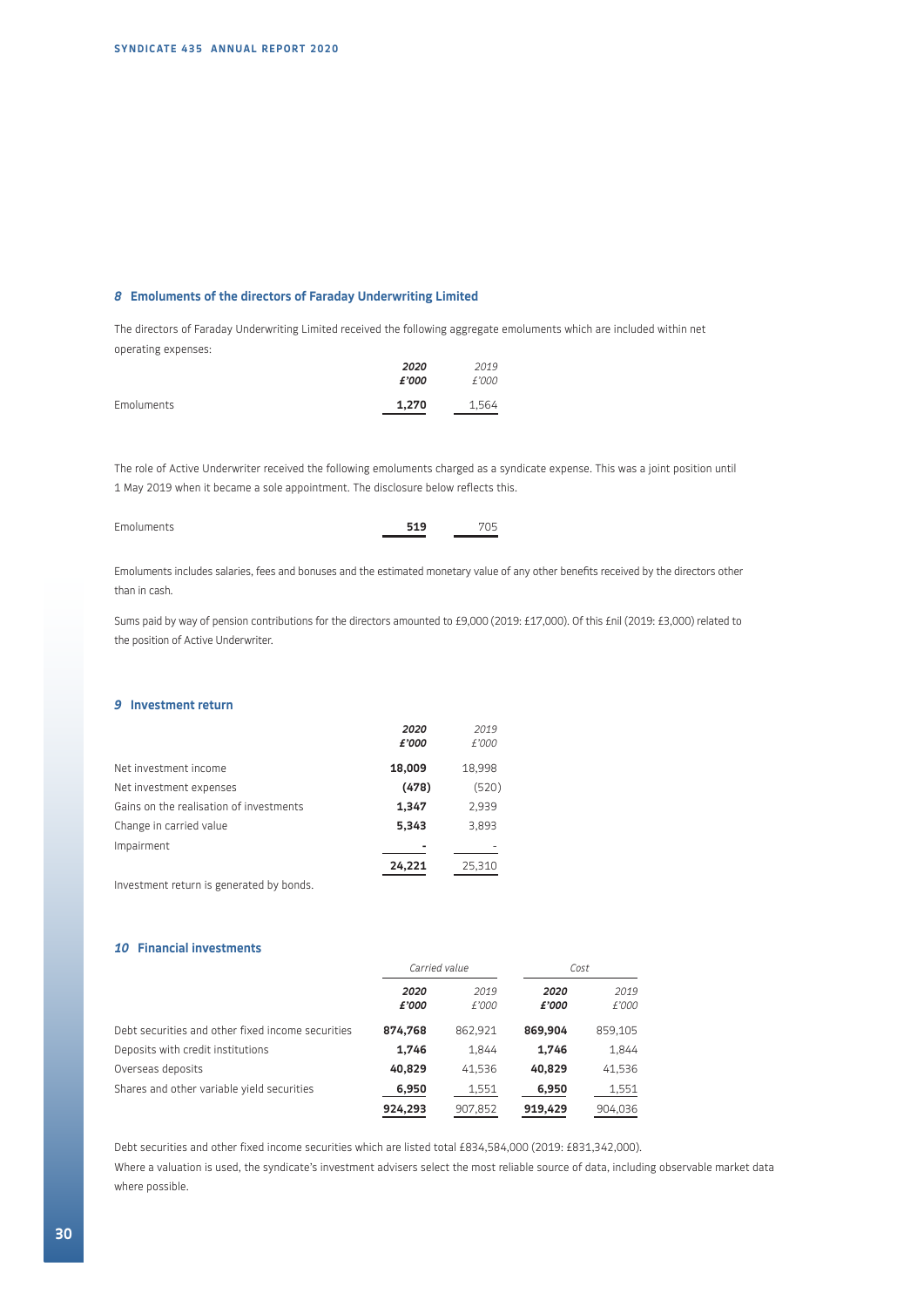## *8* Emoluments of the directors of Faraday Underwriting Limited

The directors of Faraday Underwriting Limited received the following aggregate emoluments which are included within net operating expenses:

| | **2020 £'000** | *2019 £'000* |
|---|---|---|
| Emoluments | **1,270** | 1,564 |

The role of Active Underwriter received the following emoluments charged as a syndicate expense. This was a joint position until 1 May 2019 when it became a sole appointment. The disclosure below reflects this.

| | **2020 £'000** | *2019 £'000* |
|---|---|---|
| Emoluments | **519** | 705 |

Emoluments includes salaries, fees and bonuses and the estimated monetary value of any other benefits received by the directors other than in cash.

Sums paid by way of pension contributions for the directors amounted to £9,000 (2019: £17,000). Of this £nil (2019: £3,000) related to the position of Active Underwriter.

## *9* Investment return

| | **2020 £'000** | *2019 £'000* |
|---|---|---|
| Net investment income | **18,009** | 18,998 |
| Net investment expenses | **(478)** | (520) |
| Gains on the realisation of investments | **1,347** | 2,939 |
| Change in carried value | **5,343** | 3,893 |
| Impairment | **-** | - |
| | **24,221** | 25,310 |

Investment return is generated by bonds.

## *10* Financial investments

| | *Carried value* | | *Cost* | |
|---|---|---|---|---|
| | **2020 £'000** | *2019 £'000* | **2020 £'000** | *2019 £'000* |
| Debt securities and other fixed income securities | **874,768** | 862,921 | **869,904** | 859,105 |
| Deposits with credit institutions | **1,746** | 1,844 | **1,746** | 1,844 |
| Overseas deposits | **40,829** | 41,536 | **40,829** | 41,536 |
| Shares and other variable yield securities | **6,950** | 1,551 | **6,950** | 1,551 |
| | **924,293** | 907,852 | **919,429** | 904,036 |

Debt securities and other fixed income securities which are listed total £834,584,000 (2019: £831,342,000).

Where a valuation is used, the syndicate's investment advisers select the most reliable source of data, including observable market data where possible.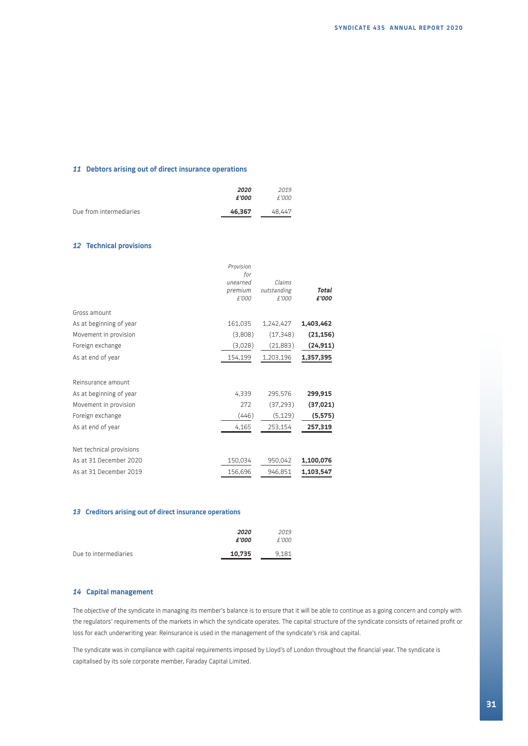## 11 Debtors arising out of direct insurance operations

| | **2020 £'000** | *2019 £'000* |
|---|---|---|
| Due from intermediaries | **46,367** | 48,447 |

## 12 Technical provisions

| | *Provision for unearned premium £'000* | *Claims outstanding £'000* | ***Total £'000*** |
|---|---|---|---|
| Gross amount | | | |
| As at beginning of year | 161,035 | 1,242,427 | **1,403,462** |
| Movement in provision | (3,808) | (17,348) | **(21,156)** |
| Foreign exchange | (3,028) | (21,883) | **(24,911)** |
| As at end of year | 154,199 | 1,203,196 | **1,357,395** |
| | | | |
| Reinsurance amount | | | |
| As at beginning of year | 4,339 | 295,576 | **299,915** |
| Movement in provision | 272 | (37,293) | **(37,021)** |
| Foreign exchange | (446) | (5,129) | **(5,575)** |
| As at end of year | 4,165 | 253,154 | **257,319** |
| | | | |
| Net technical provisions | | | |
| As at 31 December 2020 | 150,034 | 950,042 | **1,100,076** |
| As at 31 December 2019 | 156,696 | 946,851 | **1,103,547** |

## 13 Creditors arising out of direct insurance operations

| | **2020 £'000** | *2019 £'000* |
|---|---|---|
| Due to intermediaries | **10,735** | 9,181 |

## 14 Capital management

The objective of the syndicate in managing its member's balance is to ensure that it will be able to continue as a going concern and comply with the regulators' requirements of the markets in which the syndicate operates. The capital structure of the syndicate consists of retained profit or loss for each underwriting year. Reinsurance is used in the management of the syndicate's risk and capital.

The syndicate was in compliance with capital requirements imposed by Lloyd's of London throughout the financial year. The syndicate is capitalised by its sole corporate member, Faraday Capital Limited.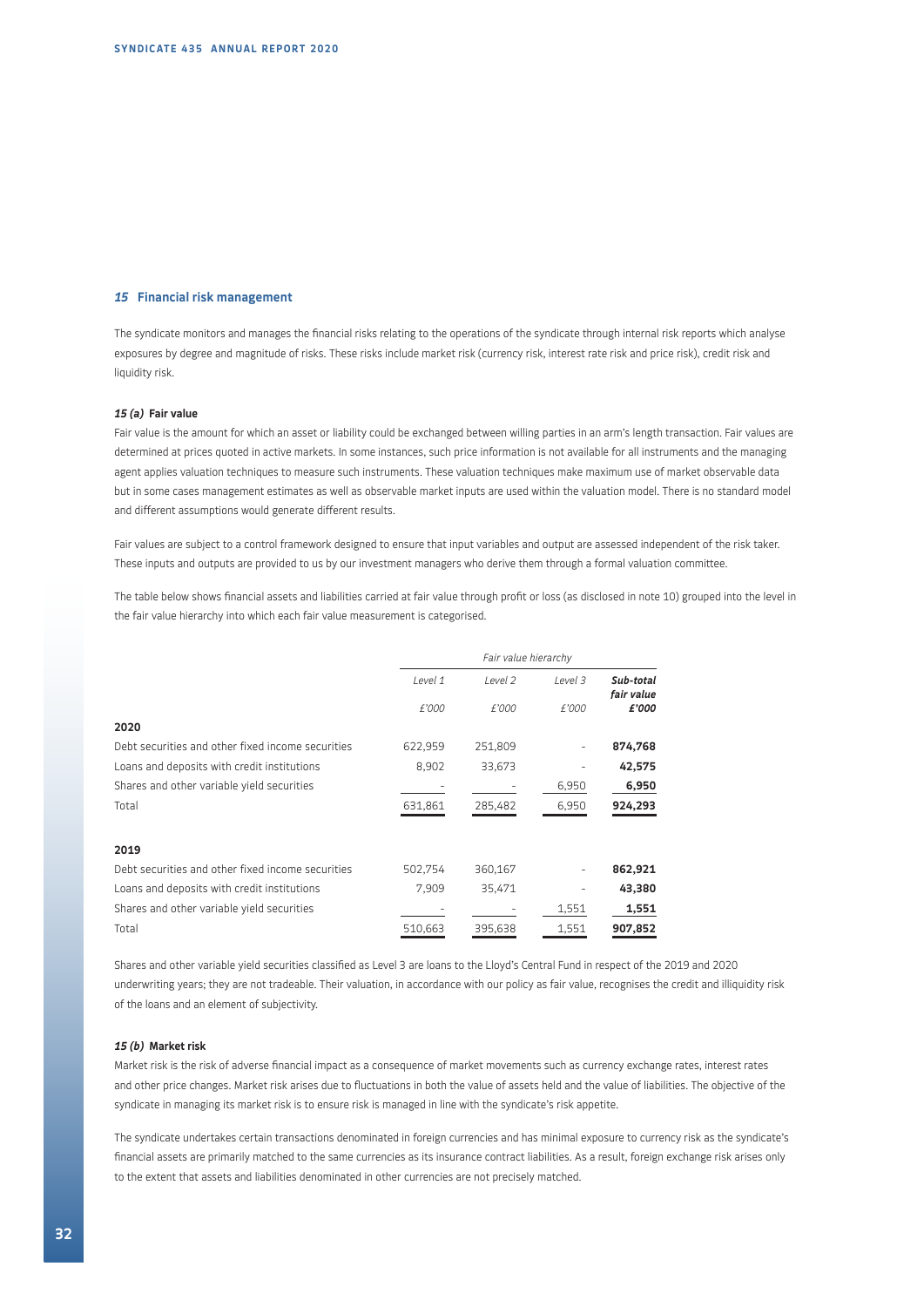## 15 Financial risk management

The syndicate monitors and manages the financial risks relating to the operations of the syndicate through internal risk reports which analyse exposures by degree and magnitude of risks. These risks include market risk (currency risk, interest rate risk and price risk), credit risk and liquidity risk.

### *15 (a)* Fair value

Fair value is the amount for which an asset or liability could be exchanged between willing parties in an arm's length transaction. Fair values are determined at prices quoted in active markets. In some instances, such price information is not available for all instruments and the managing agent applies valuation techniques to measure such instruments. These valuation techniques make maximum use of market observable data but in some cases management estimates as well as observable market inputs are used within the valuation model. There is no standard model and different assumptions would generate different results.

Fair values are subject to a control framework designed to ensure that input variables and output are assessed independent of the risk taker. These inputs and outputs are provided to us by our investment managers who derive them through a formal valuation committee.

The table below shows financial assets and liabilities carried at fair value through profit or loss (as disclosed in note 10) grouped into the level in the fair value hierarchy into which each fair value measurement is categorised.

| | *Fair value hierarchy* | | | |
|---|---|---|---|---|
| | *Level 1* | *Level 2* | *Level 3* | ***Sub-total fair value*** |
| | *£'000* | *£'000* | *£'000* | ***£'000*** |
| **2020** | | | | |
| Debt securities and other fixed income securities | 622,959 | 251,809 | - | **874,768** |
| Loans and deposits with credit institutions | 8,902 | 33,673 | - | **42,575** |
| Shares and other variable yield securities | - | - | 6,950 | **6,950** |
| Total | 631,861 | 285,482 | 6,950 | **924,293** |
| **2019** | | | | |
| Debt securities and other fixed income securities | 502,754 | 360,167 | - | **862,921** |
| Loans and deposits with credit institutions | 7,909 | 35,471 | - | **43,380** |
| Shares and other variable yield securities | - | - | 1,551 | **1,551** |
| Total | 510,663 | 395,638 | 1,551 | **907,852** |

Shares and other variable yield securities classified as Level 3 are loans to the Lloyd's Central Fund in respect of the 2019 and 2020 underwriting years; they are not tradeable. Their valuation, in accordance with our policy as fair value, recognises the credit and illiquidity risk of the loans and an element of subjectivity.

### *15 (b)* Market risk

Market risk is the risk of adverse financial impact as a consequence of market movements such as currency exchange rates, interest rates and other price changes. Market risk arises due to fluctuations in both the value of assets held and the value of liabilities. The objective of the syndicate in managing its market risk is to ensure risk is managed in line with the syndicate's risk appetite.

The syndicate undertakes certain transactions denominated in foreign currencies and has minimal exposure to currency risk as the syndicate's financial assets are primarily matched to the same currencies as its insurance contract liabilities. As a result, foreign exchange risk arises only to the extent that assets and liabilities denominated in other currencies are not precisely matched.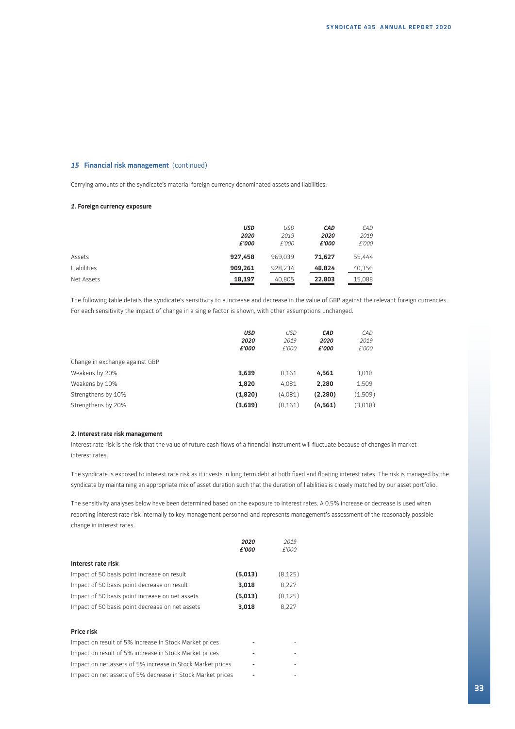## *15* Financial risk management (continued)

Carrying amounts of the syndicate's material foreign currency denominated assets and liabilities:

#### *1.* Foreign currency exposure

| | **USD 2020 £'000** | *USD 2019 £'000* | **CAD 2020 £'000** | *CAD 2019 £'000* |
|---|---|---|---|---|
| Assets | **927,458** | 969,039 | **71,627** | 55,444 |
| Liabilities | **909,261** | 928,234 | **48,824** | 40,356 |
| Net Assets | **18,197** | 40,805 | **22,803** | 15,088 |

The following table details the syndicate's sensitivity to a increase and decrease in the value of GBP against the relevant foreign currencies. For each sensitivity the impact of change in a single factor is shown, with other assumptions unchanged.

| | **USD 2020 £'000** | *USD 2019 £'000* | **CAD 2020 £'000** | *CAD 2019 £'000* |
|---|---|---|---|---|
| Change in exchange against GBP | | | | |
| Weakens by 20% | **3,639** | 8,161 | **4,561** | 3,018 |
| Weakens by 10% | **1,820** | 4,081 | **2,280** | 1,509 |
| Strengthens by 10% | **(1,820)** | (4,081) | **(2,280)** | (1,509) |
| Strengthens by 20% | **(3,639)** | (8,161) | **(4,561)** | (3,018) |

#### *2.* Interest rate risk management

Interest rate risk is the risk that the value of future cash flows of a financial instrument will fluctuate because of changes in market interest rates.

The syndicate is exposed to interest rate risk as it invests in long term debt at both fixed and floating interest rates. The risk is managed by the syndicate by maintaining an appropriate mix of asset duration such that the duration of liabilities is closely matched by our asset portfolio.

The sensitivity analyses below have been determined based on the exposure to interest rates. A 0.5% increase or decrease is used when reporting interest rate risk internally to key management personnel and represents management's assessment of the reasonably possible change in interest rates.

| | **2020 £'000** | *2019 £'000* |
|---|---|---|
| **Interest rate risk** | | |
| Impact of 50 basis point increase on result | **(5,013)** | (8,125) |
| Impact of 50 basis point decrease on result | **3,018** | 8,227 |
| Impact of 50 basis point increase on net assets | **(5,013)** | (8,125) |
| Impact of 50 basis point decrease on net assets | **3,018** | 8,227 |
| | | |
| **Price risk** | | |
| Impact on result of 5% increase in Stock Market prices | **-** | - |
| Impact on result of 5% increase in Stock Market prices | **-** | - |
| Impact on net assets of 5% increase in Stock Market prices | **-** | - |
| Impact on net assets of 5% decrease in Stock Market prices | **-** | - |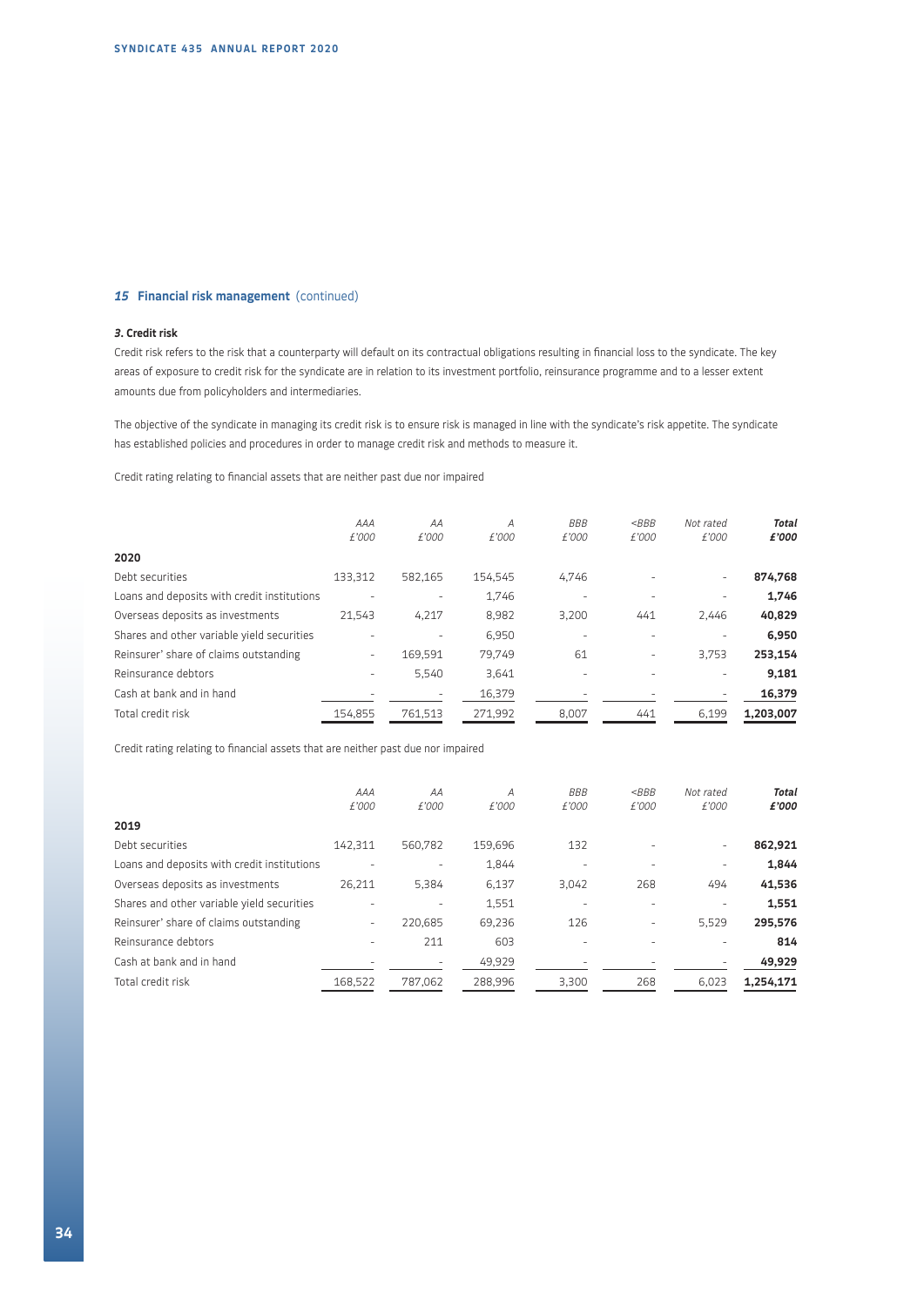## 15 Financial risk management (continued)

### 3. Credit risk

Credit risk refers to the risk that a counterparty will default on its contractual obligations resulting in financial loss to the syndicate. The key areas of exposure to credit risk for the syndicate are in relation to its investment portfolio, reinsurance programme and to a lesser extent amounts due from policyholders and intermediaries.

The objective of the syndicate in managing its credit risk is to ensure risk is managed in line with the syndicate's risk appetite. The syndicate has established policies and procedures in order to manage credit risk and methods to measure it.

Credit rating relating to financial assets that are neither past due nor impaired

| | *AAA* *£'000* | *AA* *£'000* | *A* *£'000* | *BBB* *£'000* | *<BBB* *£'000* | *Not rated* *£'000* | ***Total*** ***£'000*** |
|---|---|---|---|---|---|---|---|
| **2020** | | | | | | | |
| Debt securities | 133,312 | 582,165 | 154,545 | 4,746 | - | - | **874,768** |
| Loans and deposits with credit institutions | - | - | 1,746 | - | - | - | **1,746** |
| Overseas deposits as investments | 21,543 | 4,217 | 8,982 | 3,200 | 441 | 2,446 | **40,829** |
| Shares and other variable yield securities | - | - | 6,950 | - | - | - | **6,950** |
| Reinsurer' share of claims outstanding | - | 169,591 | 79,749 | 61 | - | 3,753 | **253,154** |
| Reinsurance debtors | - | 5,540 | 3,641 | - | - | - | **9,181** |
| Cash at bank and in hand | - | - | 16,379 | - | - | - | **16,379** |
| Total credit risk | 154,855 | 761,513 | 271,992 | 8,007 | 441 | 6,199 | **1,203,007** |

Credit rating relating to financial assets that are neither past due nor impaired

| | *AAA* *£'000* | *AA* *£'000* | *A* *£'000* | *BBB* *£'000* | *<BBB* *£'000* | *Not rated* *£'000* | ***Total*** ***£'000*** |
|---|---|---|---|---|---|---|---|
| **2019** | | | | | | | |
| Debt securities | 142,311 | 560,782 | 159,696 | 132 | - | - | **862,921** |
| Loans and deposits with credit institutions | - | - | 1,844 | - | - | - | **1,844** |
| Overseas deposits as investments | 26,211 | 5,384 | 6,137 | 3,042 | 268 | 494 | **41,536** |
| Shares and other variable yield securities | - | - | 1,551 | - | - | - | **1,551** |
| Reinsurer' share of claims outstanding | - | 220,685 | 69,236 | 126 | - | 5,529 | **295,576** |
| Reinsurance debtors | - | 211 | 603 | - | - | - | **814** |
| Cash at bank and in hand | - | - | 49,929 | - | - | - | **49,929** |
| Total credit risk | 168,522 | 787,062 | 288,996 | 3,300 | 268 | 6,023 | **1,254,171** |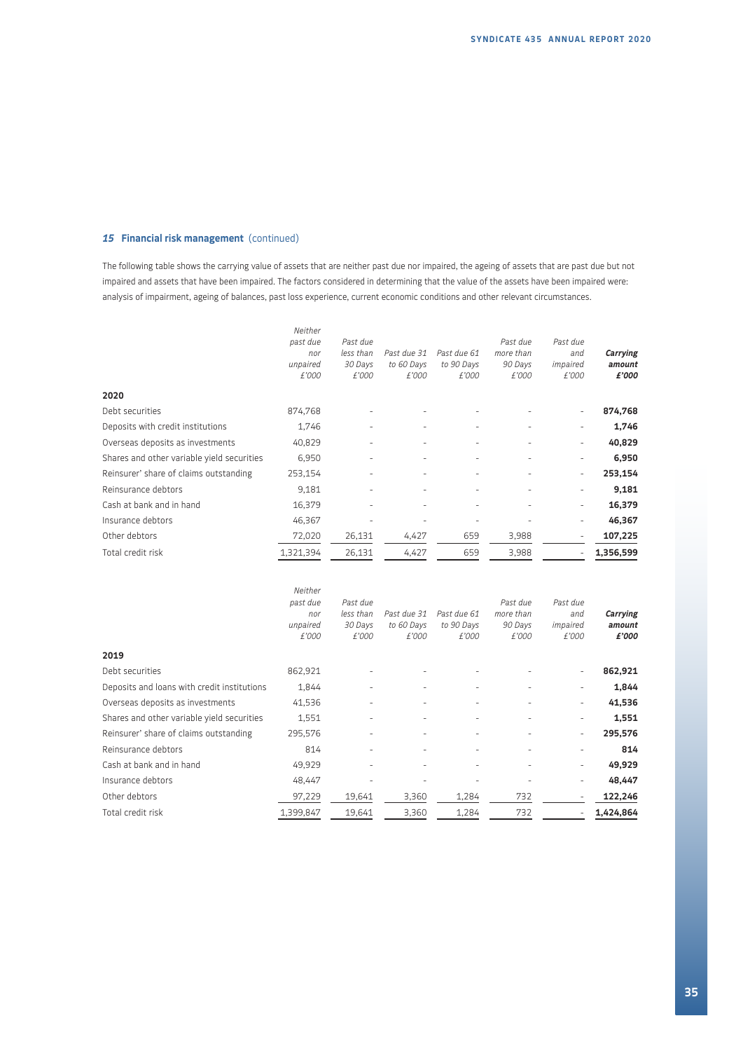## 15 Financial risk management (continued)

The following table shows the carrying value of assets that are neither past due nor impaired, the ageing of assets that are past due but not impaired and assets that have been impaired. The factors considered in determining that the value of the assets have been impaired were: analysis of impairment, ageing of balances, past loss experience, current economic conditions and other relevant circumstances.

| | *Neither past due nor unpaired £'000* | *Past due less than 30 Days £'000* | *Past due 31 to 60 Days £'000* | *Past due 61 to 90 Days £'000* | *Past due more than 90 Days £'000* | *Past due and impaired £'000* | ***Carrying amount £'000*** |
|---|---|---|---|---|---|---|---|
| **2020** | | | | | | | |
| Debt securities | 874,768 | - | - | - | - | - | **874,768** |
| Deposits with credit institutions | 1,746 | - | - | - | - | - | **1,746** |
| Overseas deposits as investments | 40,829 | - | - | - | - | - | **40,829** |
| Shares and other variable yield securities | 6,950 | - | - | - | - | - | **6,950** |
| Reinsurer' share of claims outstanding | 253,154 | - | - | - | - | - | **253,154** |
| Reinsurance debtors | 9,181 | - | - | - | - | - | **9,181** |
| Cash at bank and in hand | 16,379 | - | - | - | - | - | **16,379** |
| Insurance debtors | 46,367 | - | - | - | - | - | **46,367** |
| Other debtors | 72,020 | 26,131 | 4,427 | 659 | 3,988 | - | **107,225** |
| Total credit risk | 1,321,394 | 26,131 | 4,427 | 659 | 3,988 | - | **1,356,599** |

| | *Neither past due nor unpaired £'000* | *Past due less than 30 Days £'000* | *Past due 31 to 60 Days £'000* | *Past due 61 to 90 Days £'000* | *Past due more than 90 Days £'000* | *Past due and impaired £'000* | ***Carrying amount £'000*** |
|---|---|---|---|---|---|---|---|
| **2019** | | | | | | | |
| Debt securities | 862,921 | - | - | - | - | - | **862,921** |
| Deposits and loans with credit institutions | 1,844 | - | - | - | - | - | **1,844** |
| Overseas deposits as investments | 41,536 | - | - | - | - | - | **41,536** |
| Shares and other variable yield securities | 1,551 | - | - | - | - | - | **1,551** |
| Reinsurer' share of claims outstanding | 295,576 | - | - | - | - | - | **295,576** |
| Reinsurance debtors | 814 | - | - | - | - | - | **814** |
| Cash at bank and in hand | 49,929 | - | - | - | - | - | **49,929** |
| Insurance debtors | 48,447 | - | - | - | - | - | **48,447** |
| Other debtors | 97,229 | 19,641 | 3,360 | 1,284 | 732 | - | **122,246** |
| Total credit risk | 1,399,847 | 19,641 | 3,360 | 1,284 | 732 | - | **1,424,864** |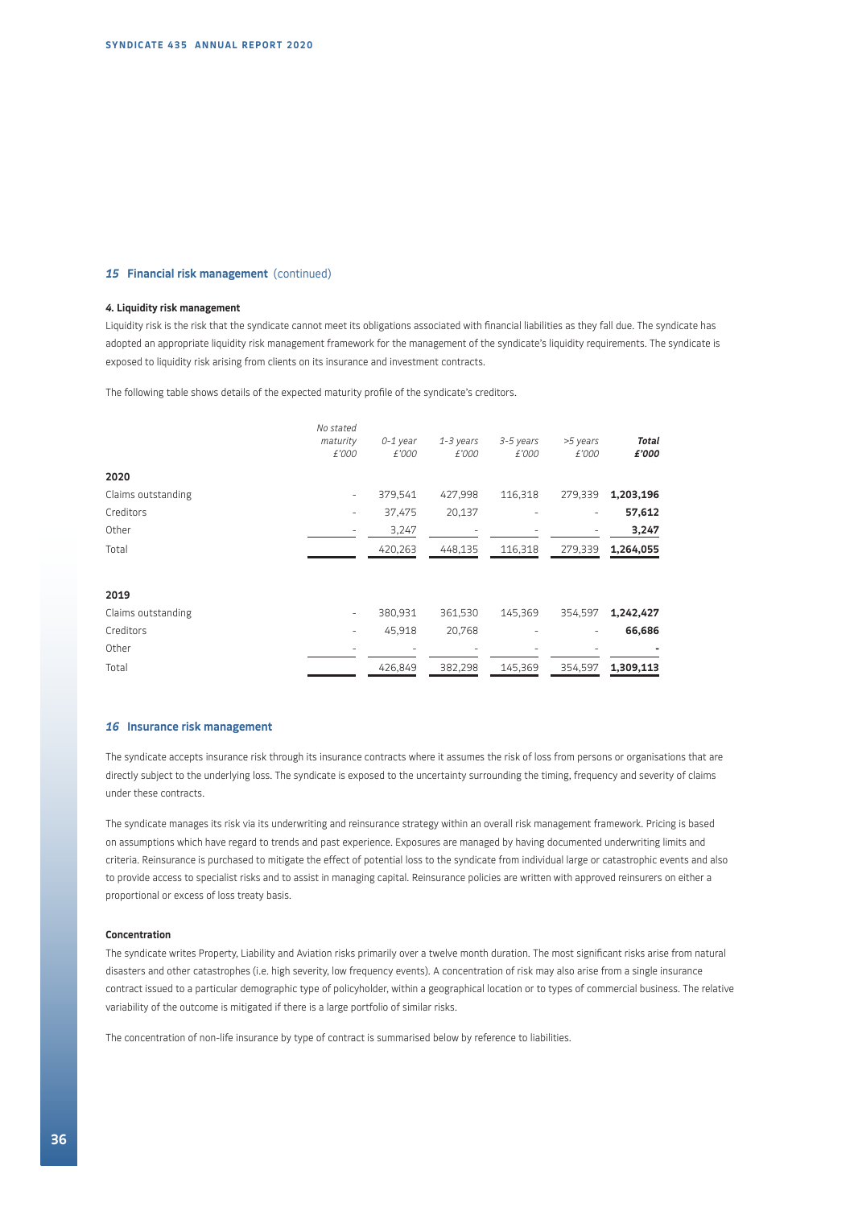## 15 Financial risk management (continued)

#### 4. Liquidity risk management

Liquidity risk is the risk that the syndicate cannot meet its obligations associated with financial liabilities as they fall due. The syndicate has adopted an appropriate liquidity risk management framework for the management of the syndicate's liquidity requirements. The syndicate is exposed to liquidity risk arising from clients on its insurance and investment contracts.

The following table shows details of the expected maturity profile of the syndicate's creditors.

| | *No stated maturity £'000* | *0-1 year £'000* | *1-3 years £'000* | *3-5 years £'000* | *>5 years £'000* | ***Total £'000*** |
|---|---|---|---|---|---|---|
| **2020** | | | | | | |
| Claims outstanding | - | 379,541 | 427,998 | 116,318 | 279,339 | **1,203,196** |
| Creditors | - | 37,475 | 20,137 | - | - | **57,612** |
| Other | - | 3,247 | - | - | - | **3,247** |
| Total | | 420,263 | 448,135 | 116,318 | 279,339 | **1,264,055** |
| **2019** | | | | | | |
| Claims outstanding | - | 380,931 | 361,530 | 145,369 | 354,597 | **1,242,427** |
| Creditors | - | 45,918 | 20,768 | - | - | **66,686** |
| Other | - | - | - | - | - | **-** |
| Total | | 426,849 | 382,298 | 145,369 | 354,597 | **1,309,113** |

## 16 Insurance risk management

The syndicate accepts insurance risk through its insurance contracts where it assumes the risk of loss from persons or organisations that are directly subject to the underlying loss. The syndicate is exposed to the uncertainty surrounding the timing, frequency and severity of claims under these contracts.

The syndicate manages its risk via its underwriting and reinsurance strategy within an overall risk management framework. Pricing is based on assumptions which have regard to trends and past experience. Exposures are managed by having documented underwriting limits and criteria. Reinsurance is purchased to mitigate the effect of potential loss to the syndicate from individual large or catastrophic events and also to provide access to specialist risks and to assist in managing capital. Reinsurance policies are written with approved reinsurers on either a proportional or excess of loss treaty basis.

#### Concentration

The syndicate writes Property, Liability and Aviation risks primarily over a twelve month duration. The most significant risks arise from natural disasters and other catastrophes (i.e. high severity, low frequency events). A concentration of risk may also arise from a single insurance contract issued to a particular demographic type of policyholder, within a geographical location or to types of commercial business. The relative variability of the outcome is mitigated if there is a large portfolio of similar risks.

The concentration of non-life insurance by type of contract is summarised below by reference to liabilities.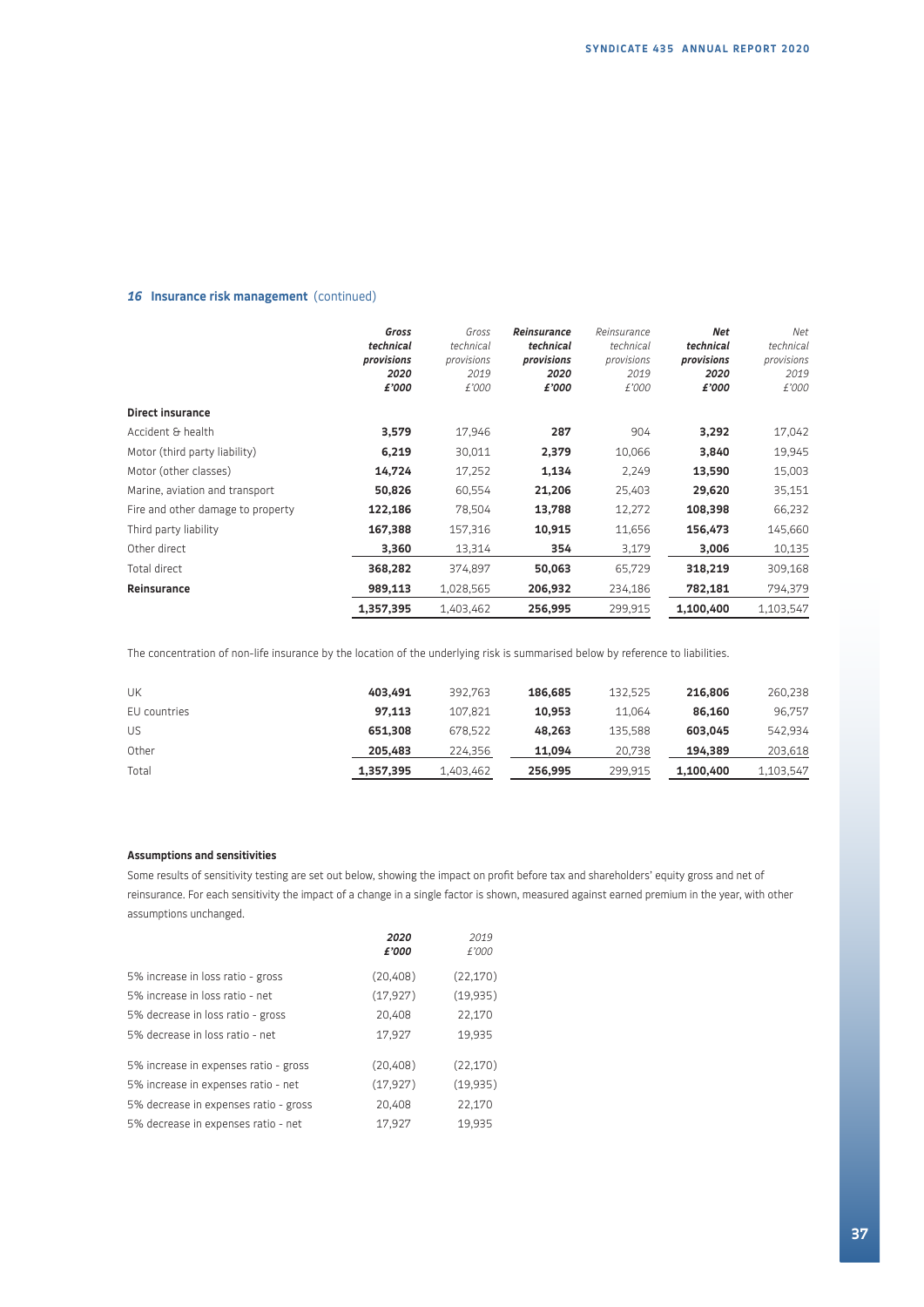## 16 Insurance risk management (continued)

| | **Gross technical provisions 2020 £'000** | *Gross technical provisions 2019 £'000* | **Reinsurance technical provisions 2020 £'000** | *Reinsurance technical provisions 2019 £'000* | **Net technical provisions 2020 £'000** | *Net technical provisions 2019 £'000* |
|---|---|---|---|---|---|---|
| **Direct insurance** | | | | | | |
| Accident & health | **3,579** | 17,946 | **287** | 904 | **3,292** | 17,042 |
| Motor (third party liability) | **6,219** | 30,011 | **2,379** | 10,066 | **3,840** | 19,945 |
| Motor (other classes) | **14,724** | 17,252 | **1,134** | 2,249 | **13,590** | 15,003 |
| Marine, aviation and transport | **50,826** | 60,554 | **21,206** | 25,403 | **29,620** | 35,151 |
| Fire and other damage to property | **122,186** | 78,504 | **13,788** | 12,272 | **108,398** | 66,232 |
| Third party liability | **167,388** | 157,316 | **10,915** | 11,656 | **156,473** | 145,660 |
| Other direct | **3,360** | 13,314 | **354** | 3,179 | **3,006** | 10,135 |
| Total direct | **368,282** | 374,897 | **50,063** | 65,729 | **318,219** | 309,168 |
| **Reinsurance** | **989,113** | 1,028,565 | **206,932** | 234,186 | **782,181** | 794,379 |
| | **1,357,395** | 1,403,462 | **256,995** | 299,915 | **1,100,400** | 1,103,547 |

The concentration of non-life insurance by the location of the underlying risk is summarised below by reference to liabilities.

| | **Gross technical provisions 2020 £'000** | *Gross technical provisions 2019 £'000* | **Reinsurance technical provisions 2020 £'000** | *Reinsurance technical provisions 2019 £'000* | **Net technical provisions 2020 £'000** | *Net technical provisions 2019 £'000* |
|---|---|---|---|---|---|---|
| UK | **403,491** | 392,763 | **186,685** | 132,525 | **216,806** | 260,238 |
| EU countries | **97,113** | 107,821 | **10,953** | 11,064 | **86,160** | 96,757 |
| US | **651,308** | 678,522 | **48,263** | 135,588 | **603,045** | 542,934 |
| Other | **205,483** | 224,356 | **11,094** | 20,738 | **194,389** | 203,618 |
| Total | **1,357,395** | 1,403,462 | **256,995** | 299,915 | **1,100,400** | 1,103,547 |

### Assumptions and sensitivities

Some results of sensitivity testing are set out below, showing the impact on profit before tax and shareholders' equity gross and net of reinsurance. For each sensitivity the impact of a change in a single factor is shown, measured against earned premium in the year, with other assumptions unchanged.

| | **2020 £'000** | *2019 £'000* |
|---|---|---|
| 5% increase in loss ratio - gross | (20,408) | (22,170) |
| 5% increase in loss ratio - net | (17,927) | (19,935) |
| 5% decrease in loss ratio - gross | 20,408 | 22,170 |
| 5% decrease in loss ratio - net | 17,927 | 19,935 |
| | | |
| 5% increase in expenses ratio - gross | (20,408) | (22,170) |
| 5% increase in expenses ratio - net | (17,927) | (19,935) |
| 5% decrease in expenses ratio - gross | 20,408 | 22,170 |
| 5% decrease in expenses ratio - net | 17,927 | 19,935 |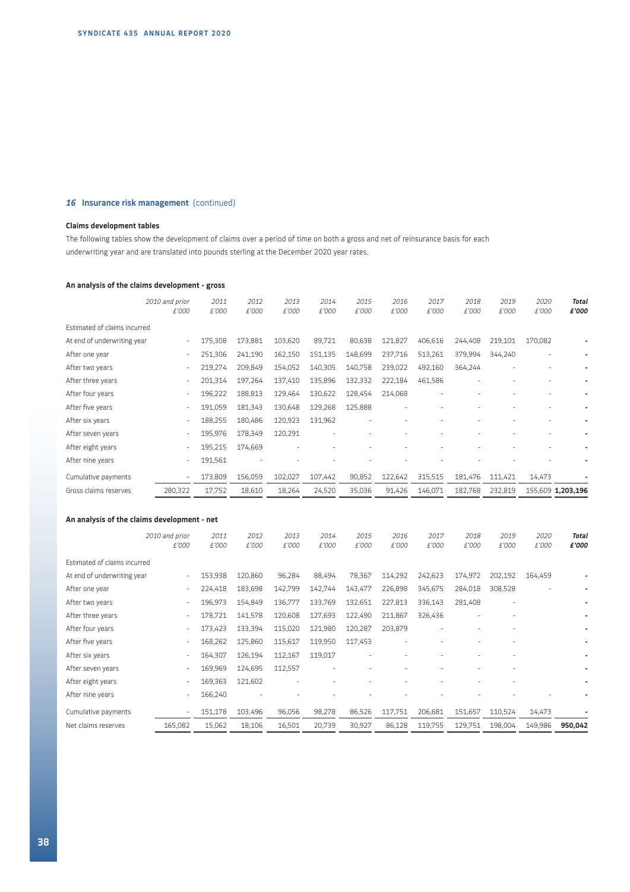## 16 Insurance risk management (continued)

### Claims development tables

The following tables show the development of claims over a period of time on both a gross and net of reinsurance basis for each underwriting year and are translated into pounds sterling at the December 2020 year rates.

#### An analysis of the claims development - gross

| | *2010 and prior £'000* | *2011 £'000* | *2012 £'000* | *2013 £'000* | *2014 £'000* | *2015 £'000* | *2016 £'000* | *2017 £'000* | *2018 £'000* | *2019 £'000* | *2020 £'000* | ***Total £'000*** |
|---|---|---|---|---|---|---|---|---|---|---|---|---|
| Estimated of claims incurred | | | | | | | | | | | | |
| At end of underwriting year | - | 175,308 | 173,881 | 103,620 | 89,721 | 80,638 | 121,827 | 406,616 | 244,408 | 219,101 | 170,082 | - |
| After one year | - | 251,306 | 241,190 | 162,150 | 151,135 | 148,699 | 237,716 | 513,261 | 379,994 | 344,240 | - | - |
| After two years | - | 219,274 | 209,849 | 154,052 | 140,305 | 140,758 | 239,022 | 492,160 | 364,244 | - | - | - |
| After three years | - | 201,314 | 197,264 | 137,410 | 135,896 | 132,332 | 222,184 | 461,586 | - | - | - | - |
| After four years | - | 196,222 | 188,813 | 129,464 | 130,622 | 128,454 | 214,068 | - | - | - | - | - |
| After five years | - | 191,059 | 181,343 | 130,648 | 129,268 | 125,888 | - | - | - | - | - | - |
| After six years | - | 188,255 | 180,486 | 120,923 | 131,962 | - | - | - | - | - | - | - |
| After seven years | - | 195,976 | 178,349 | 120,291 | - | - | - | - | - | - | - | - |
| After eight years | - | 195,215 | 174,669 | - | - | - | - | - | - | - | - | - |
| After nine years | - | 191,561 | - | - | - | - | - | - | - | - | - | - |
| Cumulative payments | - | 173,809 | 156,059 | 102,027 | 107,442 | 90,852 | 122,642 | 315,515 | 181,476 | 111,421 | 14,473 | - |
| Gross claims reserves | 280,322 | 17,752 | 18,610 | 18,264 | 24,520 | 35,036 | 91,426 | 146,071 | 182,768 | 232,819 | 155,609 | **1,203,196** |

#### An analysis of the claims development - net

| | *2010 and prior £'000* | *2011 £'000* | *2012 £'000* | *2013 £'000* | *2014 £'000* | *2015 £'000* | *2016 £'000* | *2017 £'000* | *2018 £'000* | *2019 £'000* | *2020 £'000* | ***Total £'000*** |
|---|---|---|---|---|---|---|---|---|---|---|---|---|
| Estimated of claims incurred | | | | | | | | | | | | |
| At end of underwriting year | - | 153,938 | 120,860 | 96,284 | 88,494 | 78,367 | 114,292 | 242,623 | 174,972 | 202,192 | 164,459 | - |
| After one year | - | 224,418 | 183,698 | 142,799 | 142,744 | 143,477 | 226,898 | 345,675 | 284,018 | 308,528 | - | - |
| After two years | - | 196,973 | 154,849 | 136,777 | 133,769 | 132,651 | 227,813 | 336,143 | 281,408 | - | | - |
| After three years | - | 178,721 | 141,578 | 120,608 | 127,693 | 122,490 | 211,867 | 326,436 | - | - | | - |
| After four years | - | 173,423 | 133,394 | 115,020 | 121,980 | 120,287 | 203,879 | - | - | - | | - |
| After five years | - | 168,262 | 125,860 | 115,617 | 119,950 | 117,453 | - | - | - | - | | - |
| After six years | - | 164,307 | 126,194 | 112,167 | 119,017 | - | - | - | - | - | | - |
| After seven years | - | 169,969 | 124,695 | 112,557 | - | - | - | - | - | - | | - |
| After eight years | - | 169,363 | 121,602 | - | - | - | - | - | - | - | | - |
| After nine years | - | 166,240 | - | - | - | - | - | - | - | - | - | - |
| Cumulative payments | - | 151,178 | 103,496 | 96,056 | 98,278 | 86,526 | 117,751 | 206,681 | 151,657 | 110,524 | 14,473 | - |
| Net claims reserves | 165,082 | 15,062 | 18,106 | 16,501 | 20,739 | 30,927 | 86,128 | 119,755 | 129,751 | 198,004 | 149,986 | **950,042** |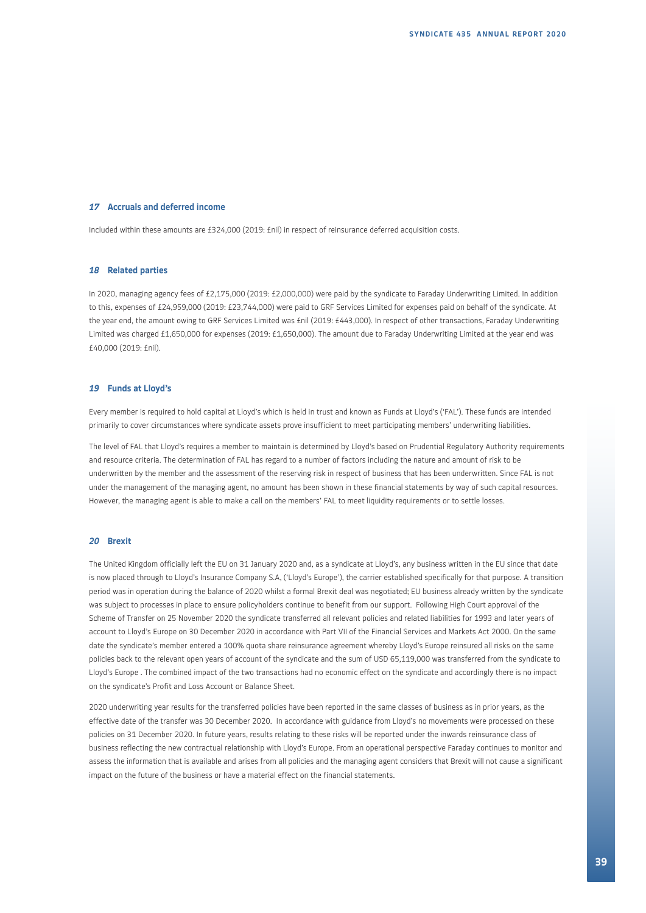### *17* Accruals and deferred income

Included within these amounts are £324,000 (2019: £nil) in respect of reinsurance deferred acquisition costs.

### *18* Related parties

In 2020, managing agency fees of £2,175,000 (2019: £2,000,000) were paid by the syndicate to Faraday Underwriting Limited. In addition to this, expenses of £24,959,000 (2019: £23,744,000) were paid to GRF Services Limited for expenses paid on behalf of the syndicate. At the year end, the amount owing to GRF Services Limited was £nil (2019: £443,000). In respect of other transactions, Faraday Underwriting Limited was charged £1,650,000 for expenses (2019: £1,650,000). The amount due to Faraday Underwriting Limited at the year end was £40,000 (2019: £nil).

### *19* Funds at Lloyd's

Every member is required to hold capital at Lloyd's which is held in trust and known as Funds at Lloyd's ('FAL'). These funds are intended primarily to cover circumstances where syndicate assets prove insufficient to meet participating members' underwriting liabilities.

The level of FAL that Lloyd's requires a member to maintain is determined by Lloyd's based on Prudential Regulatory Authority requirements and resource criteria. The determination of FAL has regard to a number of factors including the nature and amount of risk to be underwritten by the member and the assessment of the reserving risk in respect of business that has been underwritten. Since FAL is not under the management of the managing agent, no amount has been shown in these financial statements by way of such capital resources. However, the managing agent is able to make a call on the members' FAL to meet liquidity requirements or to settle losses.

### *20* Brexit

The United Kingdom officially left the EU on 31 January 2020 and, as a syndicate at Lloyd's, any business written in the EU since that date is now placed through to Lloyd's Insurance Company S.A, ('Lloyd's Europe'), the carrier established specifically for that purpose. A transition period was in operation during the balance of 2020 whilst a formal Brexit deal was negotiated; EU business already written by the syndicate was subject to processes in place to ensure policyholders continue to benefit from our support. Following High Court approval of the Scheme of Transfer on 25 November 2020 the syndicate transferred all relevant policies and related liabilities for 1993 and later years of account to Lloyd's Europe on 30 December 2020 in accordance with Part VII of the Financial Services and Markets Act 2000. On the same date the syndicate's member entered a 100% quota share reinsurance agreement whereby Lloyd's Europe reinsured all risks on the same policies back to the relevant open years of account of the syndicate and the sum of USD 65,119,000 was transferred from the syndicate to Lloyd's Europe . The combined impact of the two transactions had no economic effect on the syndicate and accordingly there is no impact on the syndicate's Profit and Loss Account or Balance Sheet.

2020 underwriting year results for the transferred policies have been reported in the same classes of business as in prior years, as the effective date of the transfer was 30 December 2020. In accordance with guidance from Lloyd's no movements were processed on these policies on 31 December 2020. In future years, results relating to these risks will be reported under the inwards reinsurance class of business reflecting the new contractual relationship with Lloyd's Europe. From an operational perspective Faraday continues to monitor and assess the information that is available and arises from all policies and the managing agent considers that Brexit will not cause a significant impact on the future of the business or have a material effect on the financial statements.